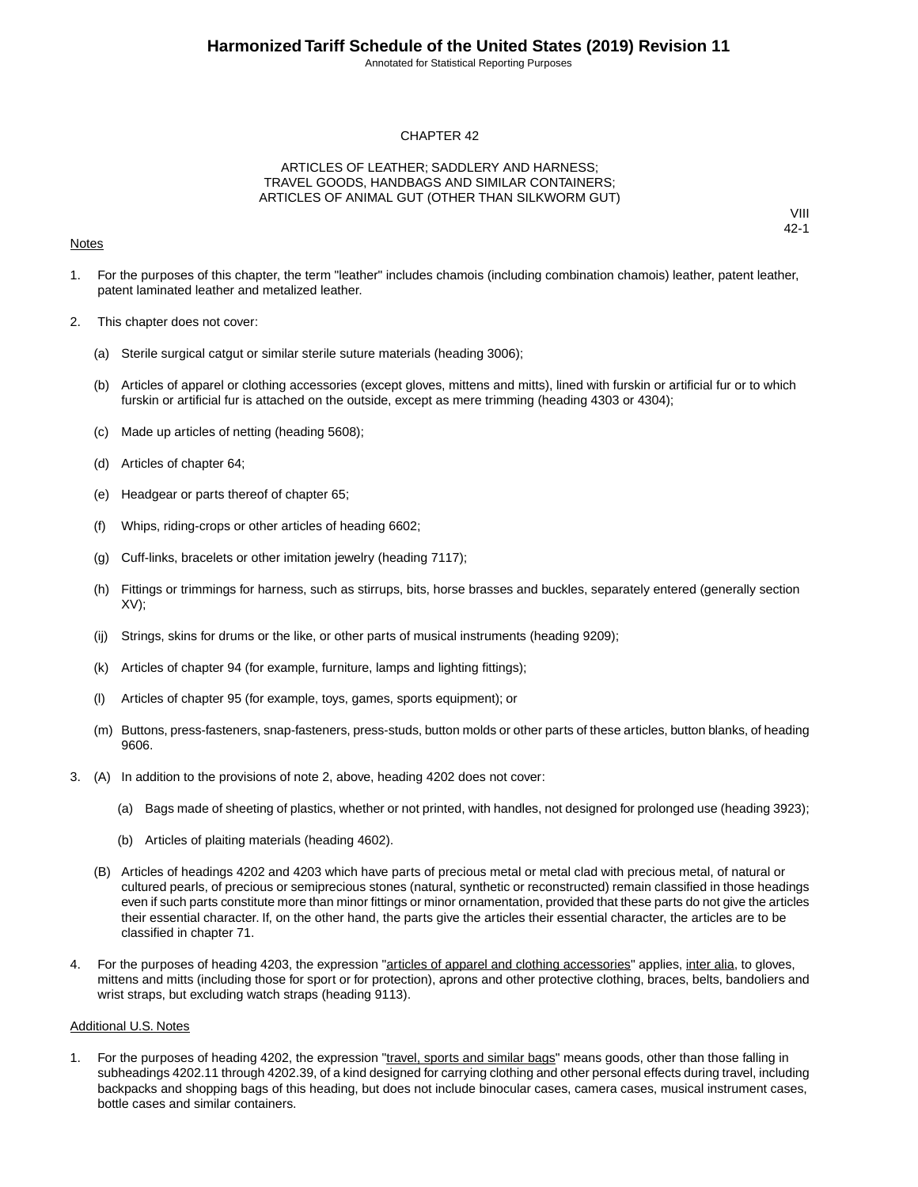# CHAPTER 42

## ARTICLES OF LEATHER; SADDLERY AND HARNESS; TRAVEL GOODS, HANDBAGS AND SIMILAR CONTAINERS; ARTICLES OF ANIMAL GUT (OTHER THAN SILKWORM GUT)

VIII
42-1

Notes

1. For the purposes of this chapter, the term "leather" includes chamois (including combination chamois) leather, patent leather, patent laminated leather and metalized leather.

2. This chapter does not cover:

   (a) Sterile surgical catgut or similar sterile suture materials (heading 3006);

   (b) Articles of apparel or clothing accessories (except gloves, mittens and mitts), lined with furskin or artificial fur or to which furskin or artificial fur is attached on the outside, except as mere trimming (heading 4303 or 4304);

   (c) Made up articles of netting (heading 5608);

   (d) Articles of chapter 64;

   (e) Headgear or parts thereof of chapter 65;

   (f) Whips, riding-crops or other articles of heading 6602;

   (g) Cuff-links, bracelets or other imitation jewelry (heading 7117);

   (h) Fittings or trimmings for harness, such as stirrups, bits, horse brasses and buckles, separately entered (generally section XV);

   (ij) Strings, skins for drums or the like, or other parts of musical instruments (heading 9209);

   (k) Articles of chapter 94 (for example, furniture, lamps and lighting fittings);

   (l) Articles of chapter 95 (for example, toys, games, sports equipment); or

   (m) Buttons, press-fasteners, snap-fasteners, press-studs, button molds or other parts of these articles, button blanks, of heading 9606.

3. (A) In addition to the provisions of note 2, above, heading 4202 does not cover:

   (a) Bags made of sheeting of plastics, whether or not printed, with handles, not designed for prolonged use (heading 3923);

   (b) Articles of plaiting materials (heading 4602).

   (B) Articles of headings 4202 and 4203 which have parts of precious metal or metal clad with precious metal, of natural or cultured pearls, of precious or semiprecious stones (natural, synthetic or reconstructed) remain classified in those headings even if such parts constitute more than minor fittings or minor ornamentation, provided that these parts do not give the articles their essential character. If, on the other hand, the parts give the articles their essential character, the articles are to be classified in chapter 71.

4. For the purposes of heading 4203, the expression "articles of apparel and clothing accessories" applies, inter alia, to gloves, mittens and mitts (including those for sport or for protection), aprons and other protective clothing, braces, belts, bandoliers and wrist straps, but excluding watch straps (heading 9113).

Additional U.S. Notes

1. For the purposes of heading 4202, the expression "travel, sports and similar bags" means goods, other than those falling in subheadings 4202.11 through 4202.39, of a kind designed for carrying clothing and other personal effects during travel, including backpacks and shopping bags of this heading, but does not include binocular cases, camera cases, musical instrument cases, bottle cases and similar containers.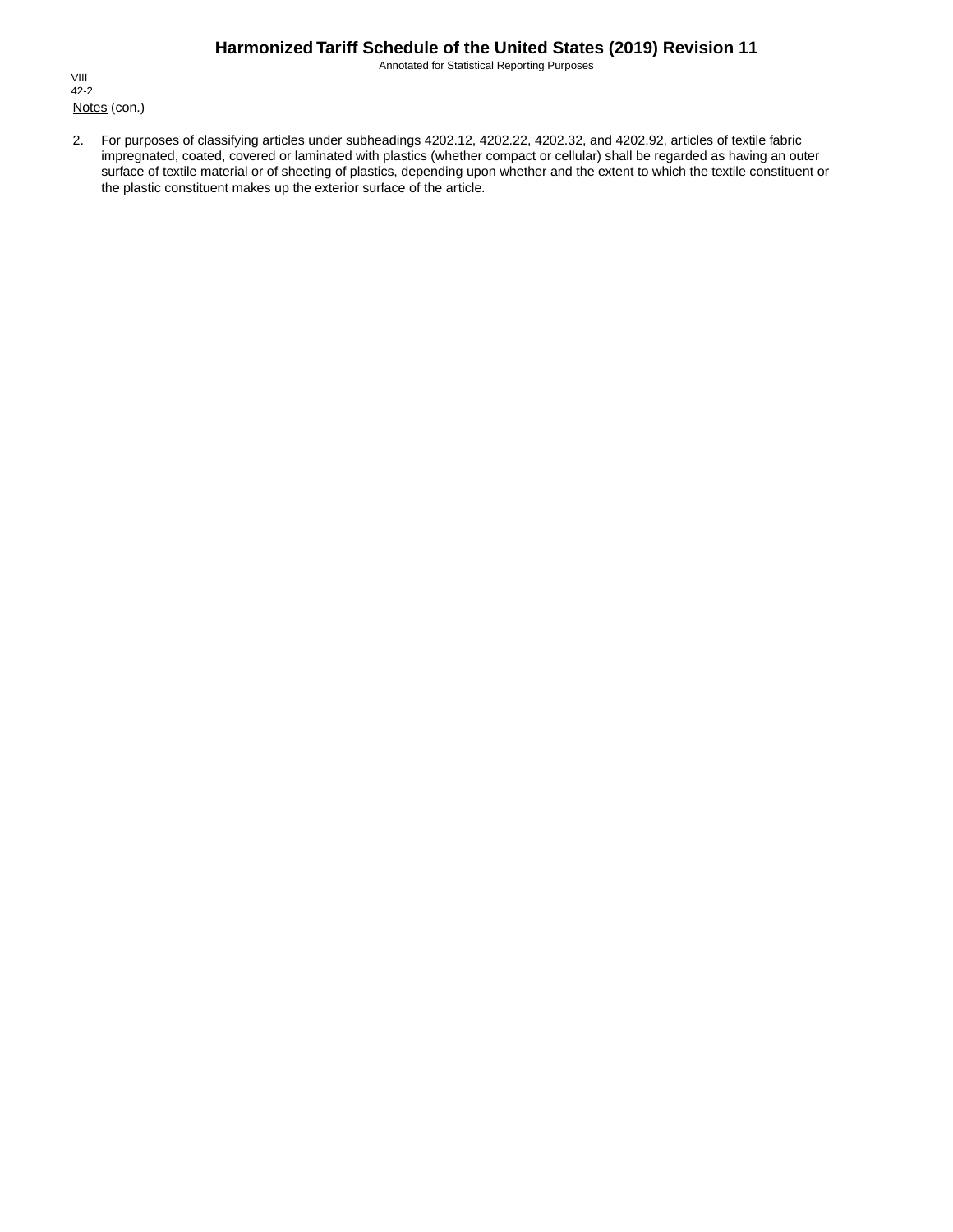Notes (con.)

2. For purposes of classifying articles under subheadings 4202.12, 4202.22, 4202.32, and 4202.92, articles of textile fabric impregnated, coated, covered or laminated with plastics (whether compact or cellular) shall be regarded as having an outer surface of textile material or of sheeting of plastics, depending upon whether and the extent to which the textile constituent or the plastic constituent makes up the exterior surface of the article.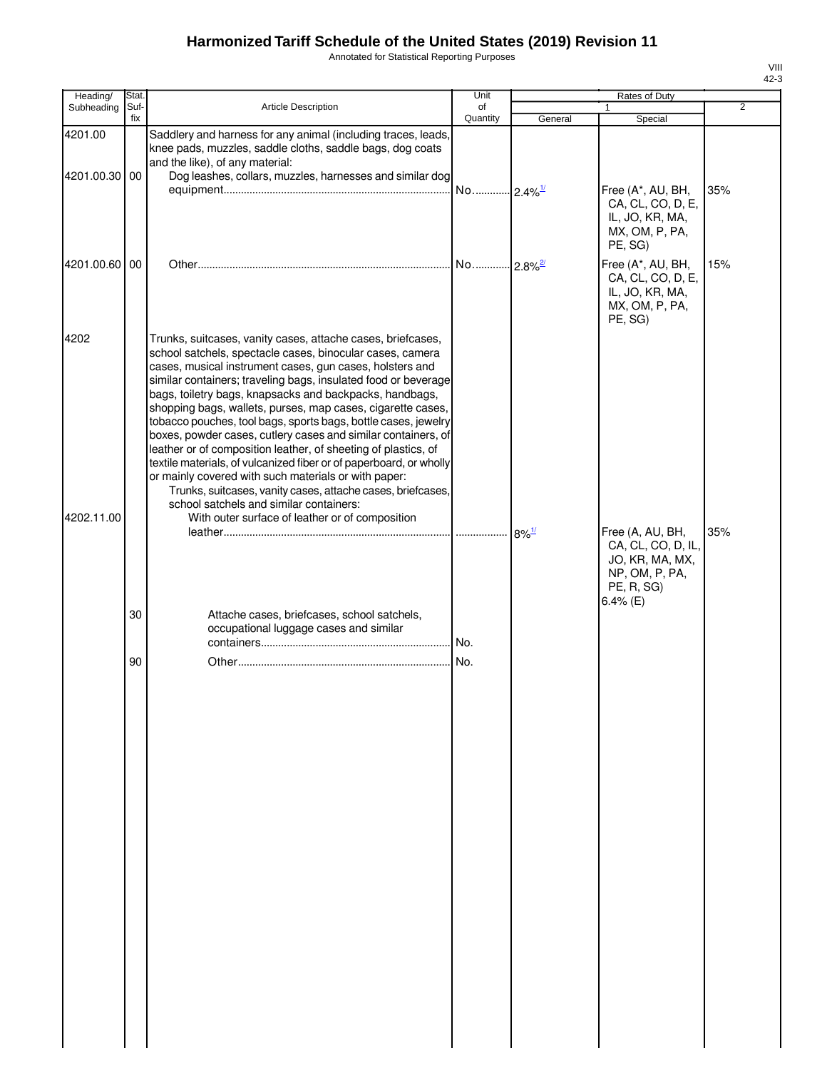# Harmonized Tariff Schedule of the United States (2019) Revision 11

Annotated for Statistical Reporting Purposes

| Heading/ Subheading | Stat. Suf- fix | Article Description | Unit of Quantity | Rates of Duty 1 General | Rates of Duty 1 Special | Rates of Duty 2 |
|---|---|---|---|---|---|---|
| 4201.00 | | Saddlery and harness for any animal (including traces, leads, knee pads, muzzles, saddle cloths, saddle bags, dog coats and the like), of any material: | | | | |
| 4201.00.30 | 00 | Dog leashes, collars, muzzles, harnesses and similar dog equipment | No. | 2.4%[1/] | Free (A*, AU, BH, CA, CL, CO, D, E, IL, JO, KR, MA, MX, OM, P, PA, PE, SG) | 35% |
| 4201.00.60 | 00 | Other | No. | 2.8%[2/] | Free (A*, AU, BH, CA, CL, CO, D, E, IL, JO, KR, MA, MX, OM, P, PA, PE, SG) | 15% |
| 4202 | | Trunks, suitcases, vanity cases, attache cases, briefcases, school satchels, spectacle cases, binocular cases, camera cases, musical instrument cases, gun cases, holsters and similar containers; traveling bags, insulated food or beverage bags, toiletry bags, knapsacks and backpacks, handbags, shopping bags, wallets, purses, map cases, cigarette cases, tobacco pouches, tool bags, sports bags, bottle cases, jewelry boxes, powder cases, cutlery cases and similar containers, of leather or of composition leather, of sheeting of plastics, of textile materials, of vulcanized fiber or of paperboard, or wholly or mainly covered with such materials or with paper: | | | | |
| | | Trunks, suitcases, vanity cases, attache cases, briefcases, school satchels and similar containers: | | | | |
| 4202.11.00 | | With outer surface of leather or of composition leather | | 8%[1/] | Free (A, AU, BH, CA, CL, CO, D, IL, JO, KR, MA, MX, NP, OM, P, PA, PE, R, SG) 6.4% (E) | 35% |
| | 30 | Attache cases, briefcases, school satchels, occupational luggage cases and similar containers | No. | | | |
| | 90 | Other | No. | | | |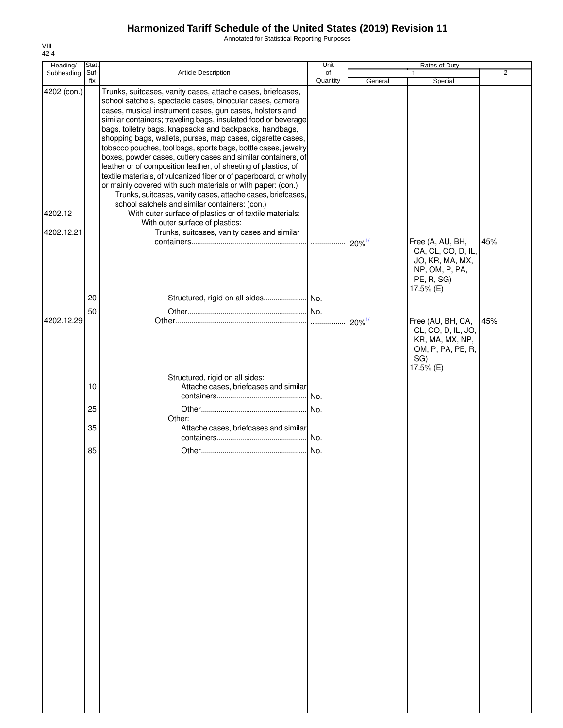# Harmonized Tariff Schedule of the United States (2019) Revision 11

Annotated for Statistical Reporting Purposes

VIII
42-4

| Heading/ Subheading | Stat. Suf-fix | Article Description | Unit of Quantity | Rates of Duty 1 General | Special | 2 |
|---|---|---|---|---|---|---|
| 4202 (con.) | | Trunks, suitcases, vanity cases, attache cases, briefcases, school satchels, spectacle cases, binocular cases, camera cases, musical instrument cases, gun cases, holsters and similar containers; traveling bags, insulated food or beverage bags, toiletry bags, knapsacks and backpacks, handbags, shopping bags, wallets, purses, map cases, cigarette cases, tobacco pouches, tool bags, sports bags, bottle cases, jewelry boxes, powder cases, cutlery cases and similar containers, of leather or of composition leather, of sheeting of plastics, of textile materials, of vulcanized fiber or of paperboard, or wholly or mainly covered with such materials or with paper: (con.) | | | | |
| | | Trunks, suitcases, vanity cases, attache cases, briefcases, school satchels and similar containers: (con.) | | | | |
| 4202.12 | | With outer surface of plastics or of textile materials: | | | | |
| | | With outer surface of plastics: | | | | |
| 4202.12.21 | | Trunks, suitcases, vanity cases and similar containers | | 20%[1/] | Free (A, AU, BH, CA, CL, CO, D, IL, JO, KR, MA, MX, NP, OM, P, PA, PE, R, SG) 17.5% (E) | 45% |
| | 20 | Structured, rigid on all sides | No. | | | |
| | 50 | Other | No. | | | |
| 4202.12.29 | | Other | | 20%[1/] | Free (AU, BH, CA, CL, CO, D, IL, JO, KR, MA, MX, NP, OM, P, PA, PE, R, SG) 17.5% (E) | 45% |
| | | Structured, rigid on all sides: | | | | |
| | 10 | Attache cases, briefcases and similar containers | No. | | | |
| | 25 | Other | No. | | | |
| | | Other: | | | | |
| | 35 | Attache cases, briefcases and similar containers | No. | | | |
| | 85 | Other | No. | | | |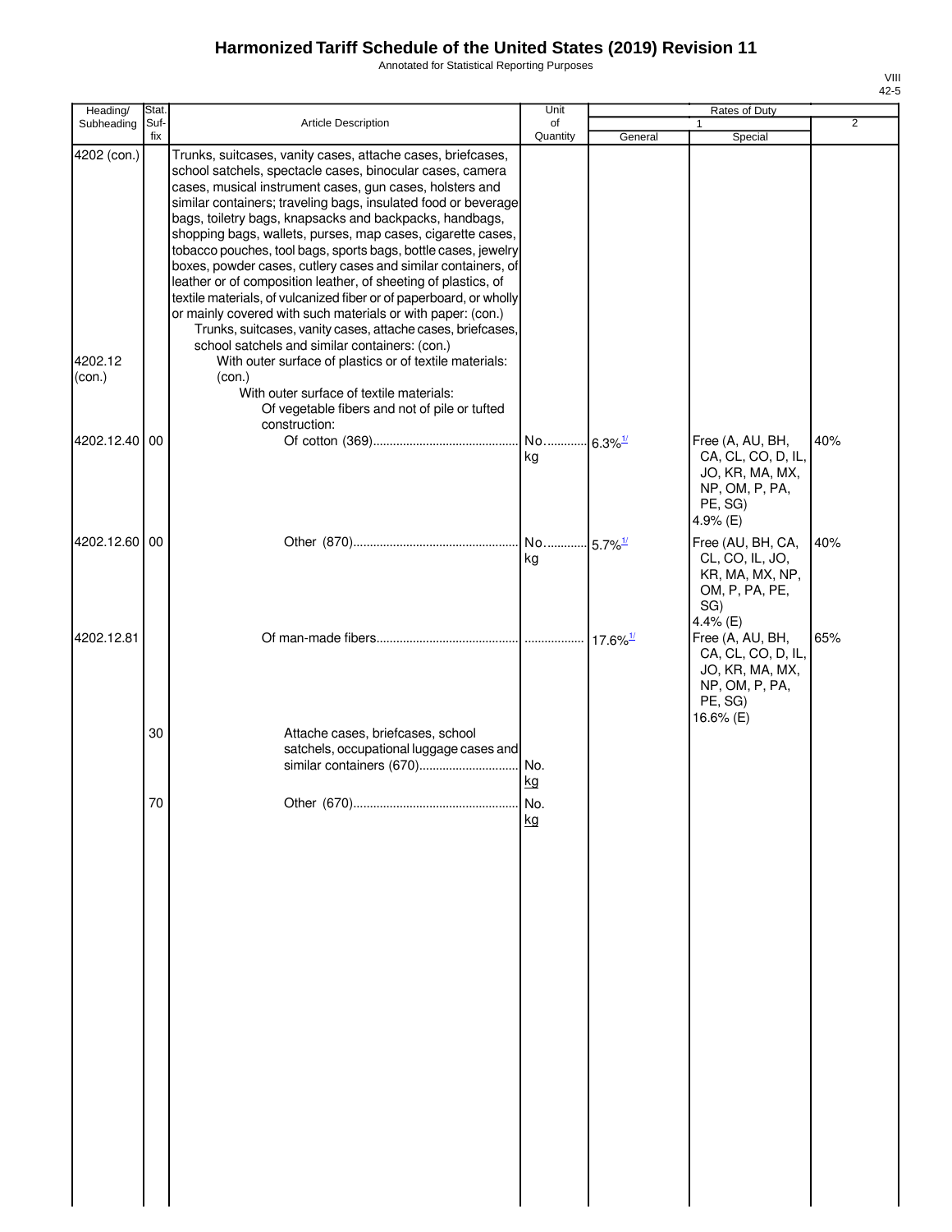# Harmonized Tariff Schedule of the United States (2019) Revision 11

Annotated for Statistical Reporting Purposes

VIII
42-5

| Heading/ Subheading | Stat. Suffix | Article Description | Unit of Quantity | Rates of Duty 1 General | Special | 2 |
|---|---|---|---|---|---|---|
| 4202 (con.) | | Trunks, suitcases, vanity cases, attache cases, briefcases, school satchels, spectacle cases, binocular cases, camera cases, musical instrument cases, gun cases, holsters and similar containers; traveling bags, insulated food or beverage bags, toiletry bags, knapsacks and backpacks, handbags, shopping bags, wallets, purses, map cases, cigarette cases, tobacco pouches, tool bags, sports bags, bottle cases, jewelry boxes, powder cases, cutlery cases and similar containers, of leather or of composition leather, of sheeting of plastics, of textile materials, of vulcanized fiber or of paperboard, or wholly or mainly covered with such materials or with paper: (con.) | | | | |
| | | Trunks, suitcases, vanity cases, attache cases, briefcases, school satchels and similar containers: (con.) | | | | |
| 4202.12 (con.) | | With outer surface of plastics or of textile materials: (con.) | | | | |
| | | With outer surface of textile materials: | | | | |
| | | Of vegetable fibers and not of pile or tufted construction: | | | | |
| 4202.12.40 | 00 | Of cotton (369) | No.<br>kg | 6.3%[1/] | Free (A, AU, BH, CA, CL, CO, D, IL, JO, KR, MA, MX, NP, OM, P, PA, PE, SG)<br>4.9% (E) | 40% |
| 4202.12.60 | 00 | Other (870) | No.<br>kg | 5.7%[1/] | Free (AU, BH, CA, CL, CO, IL, JO, KR, MA, MX, NP, OM, P, PA, PE, SG)<br>4.4% (E) | 40% |
| 4202.12.81 | | Of man-made fibers | | 17.6%[1/] | Free (A, AU, BH, CA, CL, CO, D, IL, JO, KR, MA, MX, NP, OM, P, PA, PE, SG)<br>16.6% (E) | 65% |
| | 30 | Attache cases, briefcases, school satchels, occupational luggage cases and similar containers (670) | No.<br>kg | | | |
| | 70 | Other (670) | No.<br>kg | | | |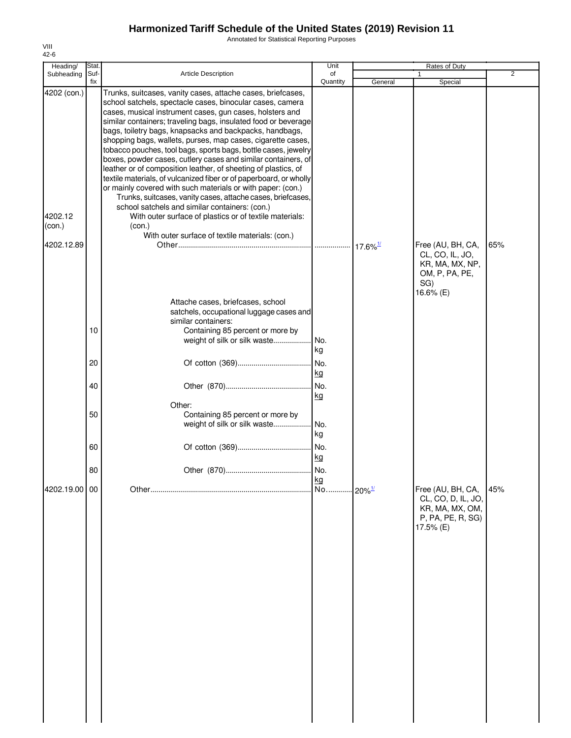# Harmonized Tariff Schedule of the United States (2019) Revision 11

Annotated for Statistical Reporting Purposes

VIII
42-6

| Heading/ Subheading | Stat. Suf- fix | Article Description | Unit of Quantity | Rates of Duty 1 General | Special | 2 |
|---|---|---|---|---|---|---|
| 4202 (con.) | | Trunks, suitcases, vanity cases, attache cases, briefcases, school satchels, spectacle cases, binocular cases, camera cases, musical instrument cases, gun cases, holsters and similar containers; traveling bags, insulated food or beverage bags, toiletry bags, knapsacks and backpacks, handbags, shopping bags, wallets, purses, map cases, cigarette cases, tobacco pouches, tool bags, sports bags, bottle cases, jewelry boxes, powder cases, cutlery cases and similar containers, of leather or of composition leather, of sheeting of plastics, of textile materials, of vulcanized fiber or of paperboard, or wholly or mainly covered with such materials or with paper: (con.) | | | | |
| | | Trunks, suitcases, vanity cases, attache cases, briefcases, school satchels and similar containers: (con.) | | | | |
| 4202.12 (con.) | | With outer surface of plastics or of textile materials: (con.) | | | | |
| | | With outer surface of textile materials: (con.) | | | | |
| 4202.12.89 | | Other | | 17.6%[1/] | Free (AU, BH, CA, CL, CO, IL, JO, KR, MA, MX, NP, OM, P, PA, PE, SG) 16.6% (E) | 65% |
| | | Attache cases, briefcases, school satchels, occupational luggage cases and similar containers: | | | | |
| | 10 | Containing 85 percent or more by weight of silk or silk waste | No. kg | | | |
| | 20 | Of cotton (369) | No. kg | | | |
| | 40 | Other (870) | No. kg | | | |
| | | Other: | | | | |
| | 50 | Containing 85 percent or more by weight of silk or silk waste | No. kg | | | |
| | 60 | Of cotton (369) | No. kg | | | |
| | 80 | Other (870) | No. kg | | | |
| 4202.19.00 | 00 | Other | No. | 20%[1/] | Free (AU, BH, CA, CL, CO, D, IL, JO, KR, MA, MX, OM, P, PA, PE, R, SG) 17.5% (E) | 45% |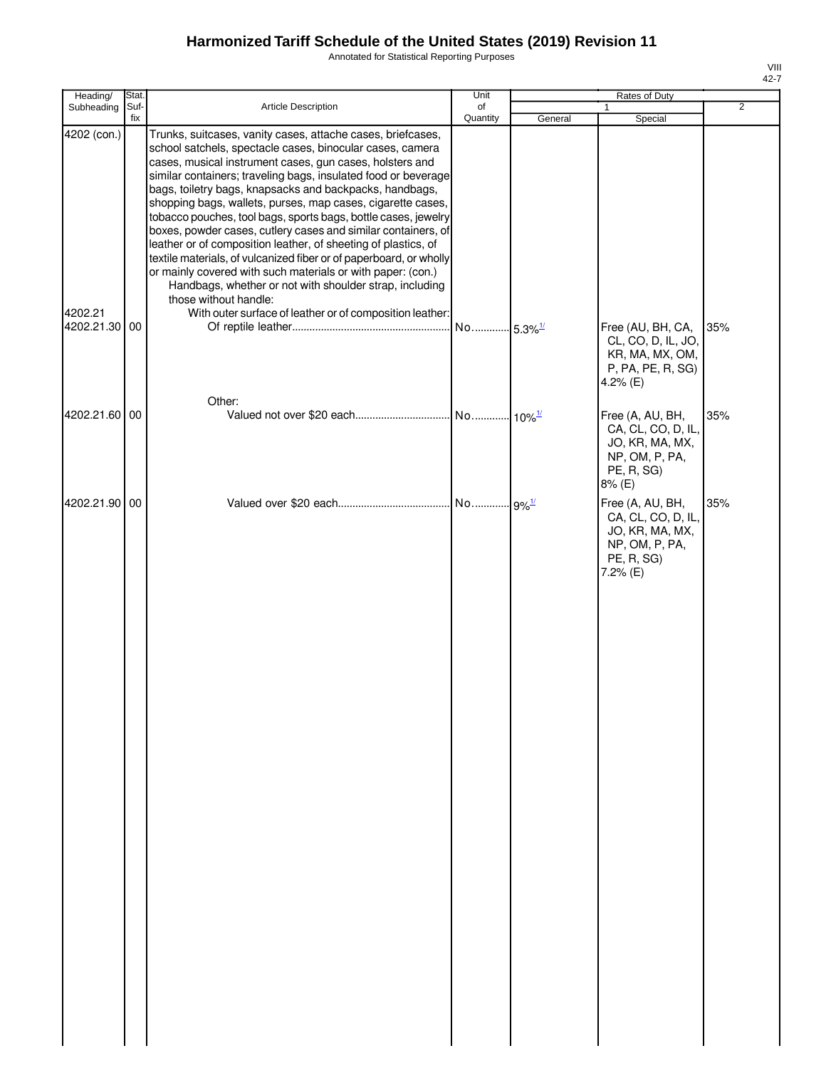# Harmonized Tariff Schedule of the United States (2019) Revision 11

Annotated for Statistical Reporting Purposes

VIII
42-7

| Heading/ Subheading | Stat. Suf- fix | Article Description | Unit of Quantity | Rates of Duty | | |
|---|---|---|---|---|---|---|
| | | | | 1 | | 2 |
| | | | | General | Special | |
| 4202 (con.) | | Trunks, suitcases, vanity cases, attache cases, briefcases, school satchels, spectacle cases, binocular cases, camera cases, musical instrument cases, gun cases, holsters and similar containers; traveling bags, insulated food or beverage bags, toiletry bags, knapsacks and backpacks, handbags, shopping bags, wallets, purses, map cases, cigarette cases, tobacco pouches, tool bags, sports bags, bottle cases, jewelry boxes, powder cases, cutlery cases and similar containers, of leather or of composition leather, of sheeting of plastics, of textile materials, of vulcanized fiber or of paperboard, or wholly or mainly covered with such materials or with paper: (con.) | | | | |
| | | Handbags, whether or not with shoulder strap, including those without handle: | | | | |
| 4202.21 | | With outer surface of leather or of composition leather: | | | | |
| 4202.21.30 | 00 | Of reptile leather | No. | 5.3%[1/] | Free (AU, BH, CA, CL, CO, D, IL, JO, KR, MA, MX, OM, P, PA, PE, R, SG) 4.2% (E) | 35% |
| | | Other: | | | | |
| 4202.21.60 | 00 | Valued not over $20 each | No. | 10%[1/] | Free (A, AU, BH, CA, CL, CO, D, IL, JO, KR, MA, MX, NP, OM, P, PA, PE, R, SG) 8% (E) | 35% |
| 4202.21.90 | 00 | Valued over $20 each | No. | 9%[1/] | Free (A, AU, BH, CA, CL, CO, D, IL, JO, KR, MA, MX, NP, OM, P, PA, PE, R, SG) 7.2% (E) | 35% |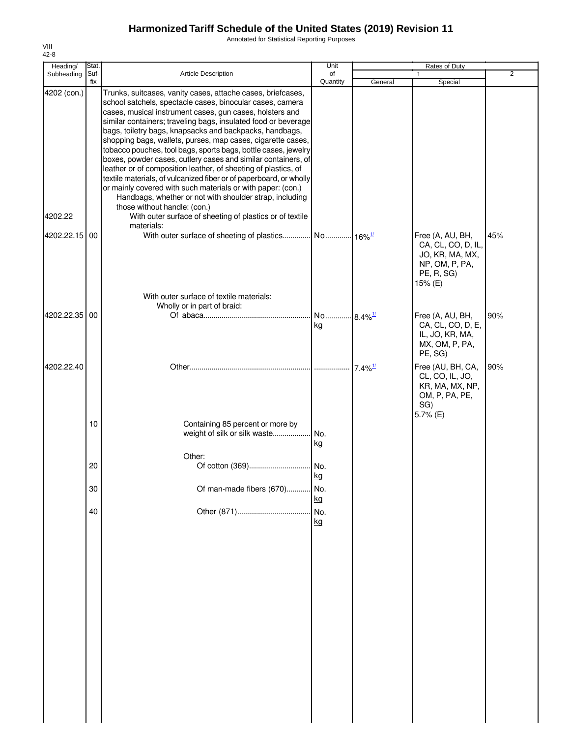# Harmonized Tariff Schedule of the United States (2019) Revision 11

Annotated for Statistical Reporting Purposes

VIII
42-8

| Heading/ Subheading | Stat. Suf- fix | Article Description | Unit of Quantity | Rates of Duty 1 General | Special | 2 |
|---|---|---|---|---|---|---|
| 4202 (con.) | | Trunks, suitcases, vanity cases, attache cases, briefcases, school satchels, spectacle cases, binocular cases, camera cases, musical instrument cases, gun cases, holsters and similar containers; traveling bags, insulated food or beverage bags, toiletry bags, knapsacks and backpacks, handbags, shopping bags, wallets, purses, map cases, cigarette cases, tobacco pouches, tool bags, sports bags, bottle cases, jewelry boxes, powder cases, cutlery cases and similar containers, of leather or of composition leather, of sheeting of plastics, of textile materials, of vulcanized fiber or of paperboard, or wholly or mainly covered with such materials or with paper: (con.) | | | | |
| | | Handbags, whether or not with shoulder strap, including those without handle: (con.) | | | | |
| 4202.22 | | With outer surface of sheeting of plastics or of textile materials: | | | | |
| 4202.22.15 | 00 | With outer surface of sheeting of plastics | No. | 16%[1/] | Free (A, AU, BH, CA, CL, CO, D, IL, JO, KR, MA, MX, NP, OM, P, PA, PE, R, SG) 15% (E) | 45% |
| | | With outer surface of textile materials: | | | | |
| | | Wholly or in part of braid: | | | | |
| 4202.22.35 | 00 | Of abaca | No. kg | 8.4%[1/] | Free (A, AU, BH, CA, CL, CO, D, E, IL, JO, KR, MA, MX, OM, P, PA, PE, SG) | 90% |
| 4202.22.40 | | Other | | 7.4%[1/] | Free (AU, BH, CA, CL, CO, IL, JO, KR, MA, MX, NP, OM, P, PA, PE, SG) 5.7% (E) | 90% |
| | 10 | Containing 85 percent or more by weight of silk or silk waste | No. kg | | | |
| | | Other: | | | | |
| | 20 | Of cotton (369) | No. kg | | | |
| | 30 | Of man-made fibers (670) | No. kg | | | |
| | 40 | Other (871) | No. kg | | | |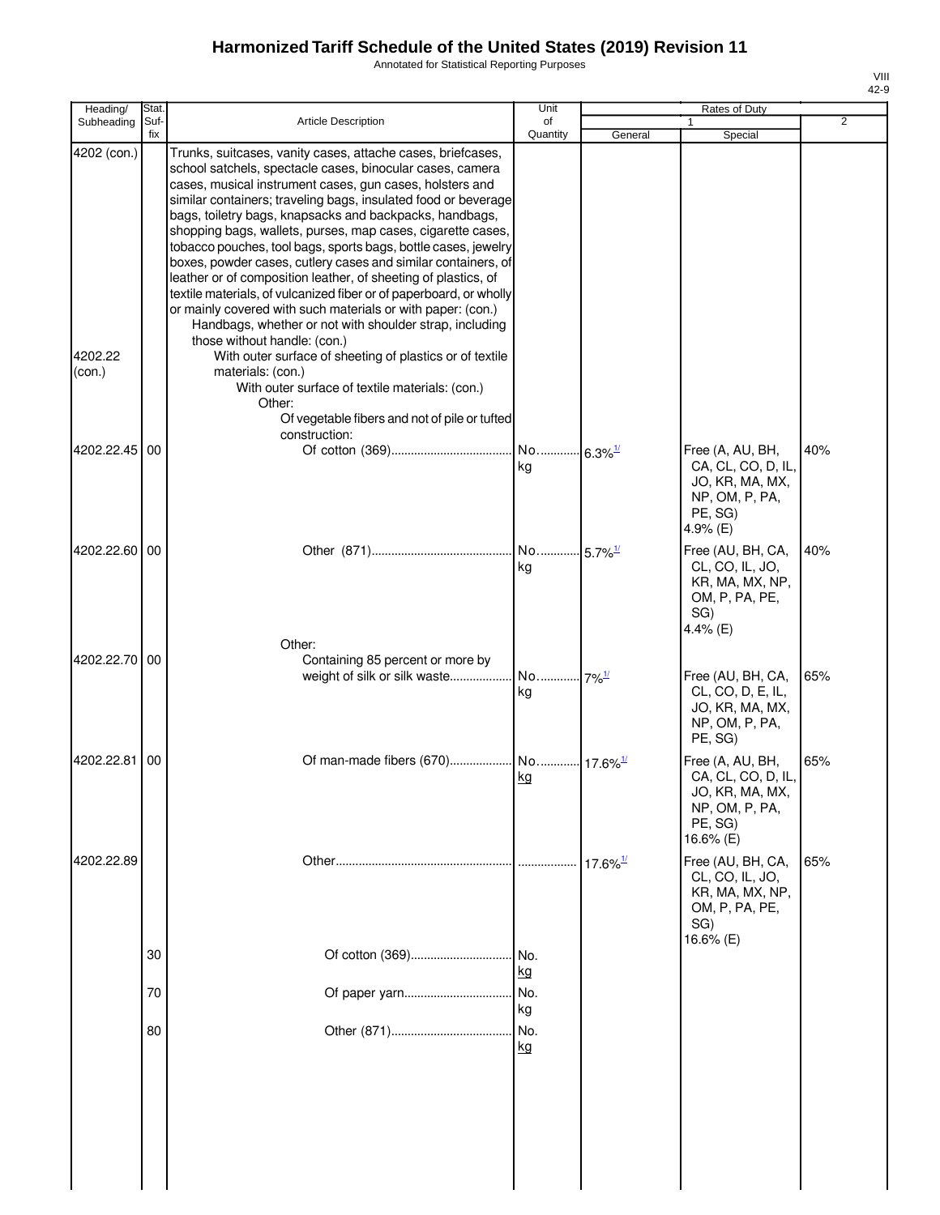# Harmonized Tariff Schedule of the United States (2019) Revision 11

Annotated for Statistical Reporting Purposes

| Heading/ Subheading | Stat. Suf- fix | Article Description | Unit of Quantity | Rates of Duty 1 General | Rates of Duty 1 Special | Rates of Duty 2 |
|---|---|---|---|---|---|---|
| 4202 (con.) | | Trunks, suitcases, vanity cases, attache cases, briefcases, school satchels, spectacle cases, binocular cases, camera cases, musical instrument cases, gun cases, holsters and similar containers; traveling bags, insulated food or beverage bags, toiletry bags, knapsacks and backpacks, handbags, shopping bags, wallets, purses, map cases, cigarette cases, tobacco pouches, tool bags, sports bags, bottle cases, jewelry boxes, powder cases, cutlery cases and similar containers, of leather or of composition leather, of sheeting of plastics, of textile materials, of vulcanized fiber or of paperboard, or wholly or mainly covered with such materials or with paper: (con.) | | | | |
| | | Handbags, whether or not with shoulder strap, including those without handle: (con.) | | | | |
| 4202.22 (con.) | | With outer surface of sheeting of plastics or of textile materials: (con.) | | | | |
| | | With outer surface of textile materials: (con.) | | | | |
| | | Other: | | | | |
| | | Of vegetable fibers and not of pile or tufted construction: | | | | |
| 4202.22.45 | 00 | Of cotton (369) | No. kg | 6.3%[1/] | Free (A, AU, BH, CA, CL, CO, D, IL, JO, KR, MA, MX, NP, OM, P, PA, PE, SG) 4.9% (E) | 40% |
| 4202.22.60 | 00 | Other (871) | No. kg | 5.7%[1/] | Free (AU, BH, CA, CL, CO, IL, JO, KR, MA, MX, NP, OM, P, PA, PE, SG) 4.4% (E) | 40% |
| | | Other: | | | | |
| 4202.22.70 | 00 | Containing 85 percent or more by weight of silk or silk waste | No. kg | 7%[1/] | Free (AU, BH, CA, CL, CO, D, E, IL, JO, KR, MA, MX, NP, OM, P, PA, PE, SG) | 65% |
| 4202.22.81 | 00 | Of man-made fibers (670) | No. kg | 17.6%[1/] | Free (A, AU, BH, CA, CL, CO, D, IL, JO, KR, MA, MX, NP, OM, P, PA, PE, SG) 16.6% (E) | 65% |
| 4202.22.89 | | Other | | 17.6%[1/] | Free (AU, BH, CA, CL, CO, IL, JO, KR, MA, MX, NP, OM, P, PA, PE, SG) 16.6% (E) | 65% |
| | 30 | Of cotton (369) | No. kg | | | |
| | 70 | Of paper yarn | No. kg | | | |
| | 80 | Other (871) | No. kg | | | |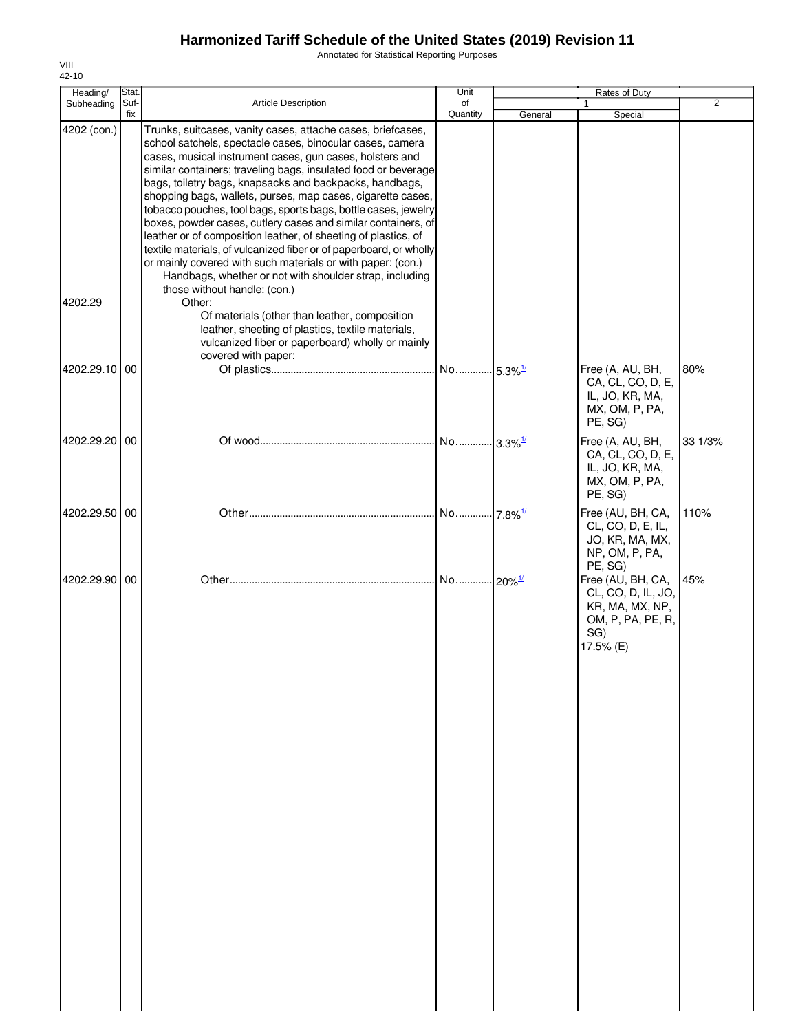# Harmonized Tariff Schedule of the United States (2019) Revision 11

Annotated for Statistical Reporting Purposes

VIII
42-10

| Heading/ Subheading | Stat. Suf- fix | Article Description | Unit of Quantity | Rates of Duty 1 General | Special | 2 |
|---|---|---|---|---|---|---|
| 4202 (con.) | | Trunks, suitcases, vanity cases, attache cases, briefcases, school satchels, spectacle cases, binocular cases, camera cases, musical instrument cases, gun cases, holsters and similar containers; traveling bags, insulated food or beverage bags, toiletry bags, knapsacks and backpacks, handbags, shopping bags, wallets, purses, map cases, cigarette cases, tobacco pouches, tool bags, sports bags, bottle cases, jewelry boxes, powder cases, cutlery cases and similar containers, of leather or of composition leather, of sheeting of plastics, of textile materials, of vulcanized fiber or of paperboard, or wholly or mainly covered with such materials or with paper: (con.) | | | | |
| | | Handbags, whether or not with shoulder strap, including those without handle: (con.) | | | | |
| 4202.29 | | Other: | | | | |
| | | Of materials (other than leather, composition leather, sheeting of plastics, textile materials, vulcanized fiber or paperboard) wholly or mainly covered with paper: | | | | |
| 4202.29.10 | 00 | Of plastics | No. | 5.3%[1/] | Free (A, AU, BH, CA, CL, CO, D, E, IL, JO, KR, MA, MX, OM, P, PA, PE, SG) | 80% |
| 4202.29.20 | 00 | Of wood | No. | 3.3%[1/] | Free (A, AU, BH, CA, CL, CO, D, E, IL, JO, KR, MA, MX, OM, P, PA, PE, SG) | 33 1/3% |
| 4202.29.50 | 00 | Other | No. | 7.8%[1/] | Free (AU, BH, CA, CL, CO, D, E, IL, JO, KR, MA, MX, NP, OM, P, PA, PE, SG) | 110% |
| 4202.29.90 | 00 | Other | No. | 20%[1/] | Free (AU, BH, CA, CL, CO, D, IL, JO, KR, MA, MX, NP, OM, P, PA, PE, R, SG)<br>17.5% (E) | 45% |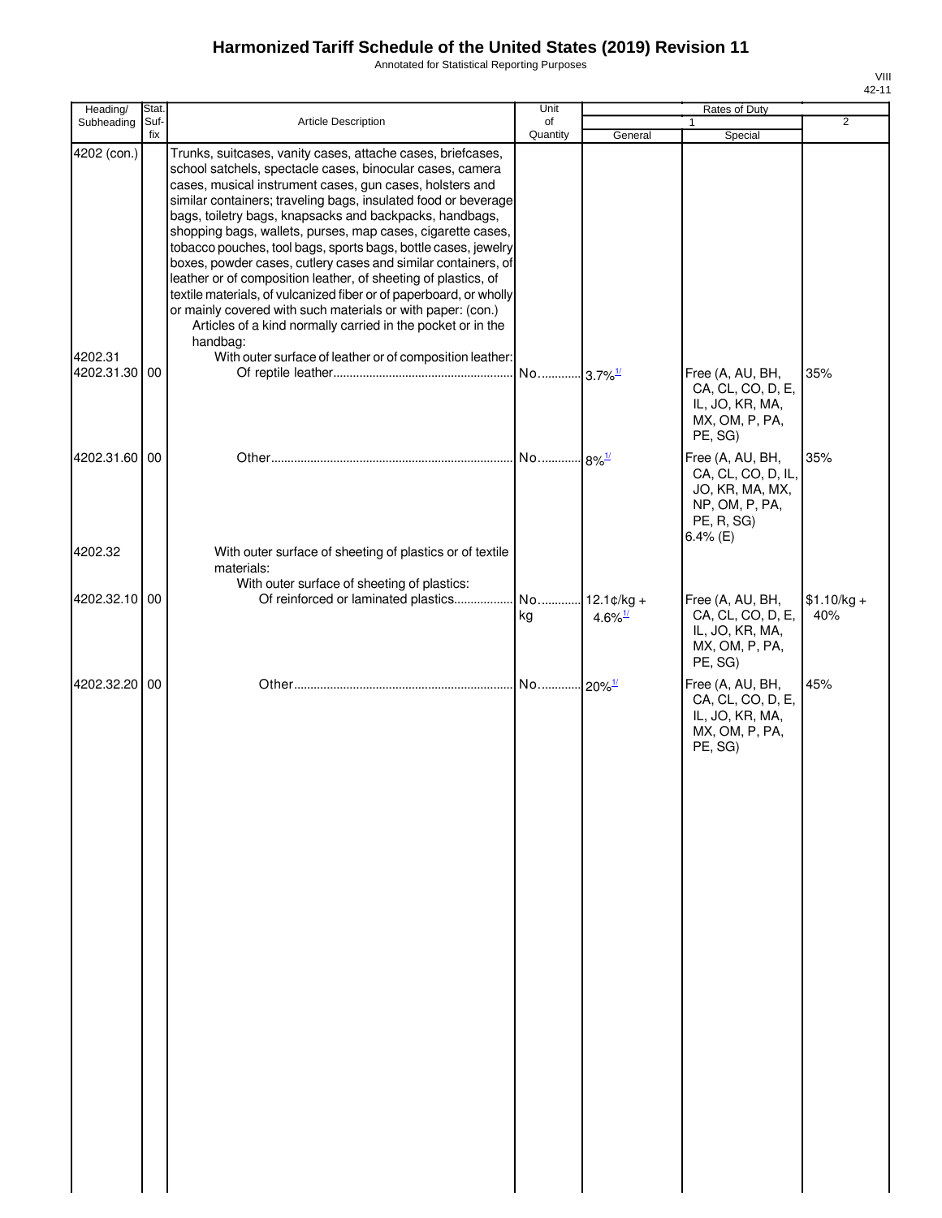# Harmonized Tariff Schedule of the United States (2019) Revision 11

Annotated for Statistical Reporting Purposes

VIII
42-11

| Heading/ Subheading | Stat. Suf- fix | Article Description | Unit of Quantity | Rates of Duty 1 General | Special | 2 |
|---|---|---|---|---|---|---|
| 4202 (con.) | | Trunks, suitcases, vanity cases, attache cases, briefcases, school satchels, spectacle cases, binocular cases, camera cases, musical instrument cases, gun cases, holsters and similar containers; traveling bags, insulated food or beverage bags, toiletry bags, knapsacks and backpacks, handbags, shopping bags, wallets, purses, map cases, cigarette cases, tobacco pouches, tool bags, sports bags, bottle cases, jewelry boxes, powder cases, cutlery cases and similar containers, of leather or of composition leather, of sheeting of plastics, of textile materials, of vulcanized fiber or of paperboard, or wholly or mainly covered with such materials or with paper: (con.) | | | | |
| | | Articles of a kind normally carried in the pocket or in the handbag: | | | | |
| 4202.31 | | With outer surface of leather or of composition leather: | | | | |
| 4202.31.30 | 00 | Of reptile leather | No. | 3.7%[1/] | Free (A, AU, BH, CA, CL, CO, D, E, IL, JO, KR, MA, MX, OM, P, PA, PE, SG) | 35% |
| 4202.31.60 | 00 | Other | No. | 8%[1/] | Free (A, AU, BH, CA, CL, CO, D, IL, JO, KR, MA, MX, NP, OM, P, PA, PE, R, SG) 6.4% (E) | 35% |
| 4202.32 | | With outer surface of sheeting of plastics or of textile materials: | | | | |
| | | With outer surface of sheeting of plastics: | | | | |
| 4202.32.10 | 00 | Of reinforced or laminated plastics | No. kg | 12.1¢/kg + 4.6%[1/] | Free (A, AU, BH, CA, CL, CO, D, E, IL, JO, KR, MA, MX, OM, P, PA, PE, SG) | $1.10/kg + 40% |
| 4202.32.20 | 00 | Other | No. | 20%[1/] | Free (A, AU, BH, CA, CL, CO, D, E, IL, JO, KR, MA, MX, OM, P, PA, PE, SG) | 45% |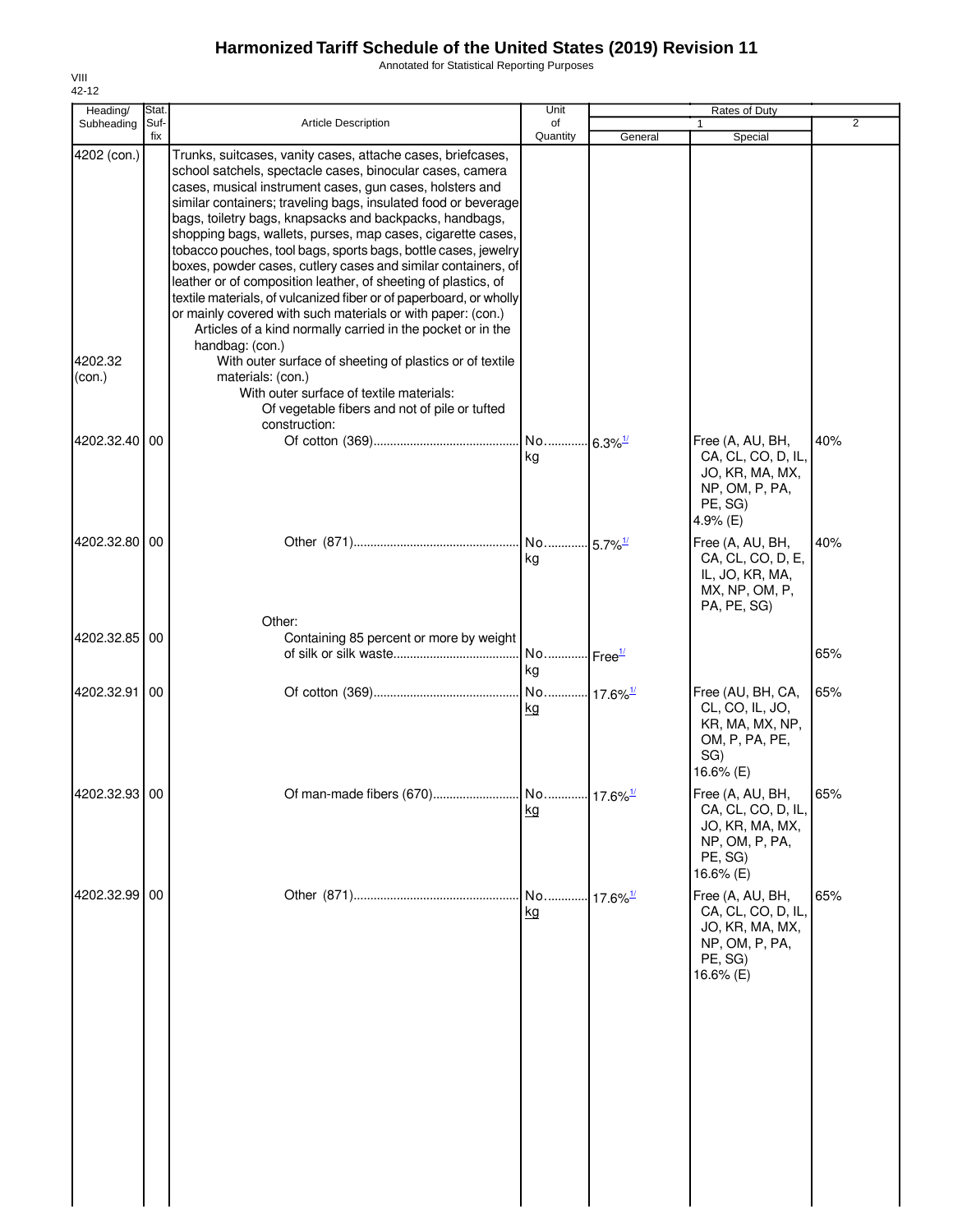# Harmonized Tariff Schedule of the United States (2019) Revision 11

Annotated for Statistical Reporting Purposes

VIII
42-12

| Heading/ Subheading | Stat. Suf- fix | Article Description | Unit of Quantity | Rates of Duty 1 General | Special | 2 |
|---|---|---|---|---|---|---|
| 4202 (con.) | | Trunks, suitcases, vanity cases, attache cases, briefcases, school satchels, spectacle cases, binocular cases, camera cases, musical instrument cases, gun cases, holsters and similar containers; traveling bags, insulated food or beverage bags, toiletry bags, knapsacks and backpacks, handbags, shopping bags, wallets, purses, map cases, cigarette cases, tobacco pouches, tool bags, sports bags, bottle cases, jewelry boxes, powder cases, cutlery cases and similar containers, of leather or of composition leather, of sheeting of plastics, of textile materials, of vulcanized fiber or of paperboard, or wholly or mainly covered with such materials or with paper: (con.) | | | | |
| | | Articles of a kind normally carried in the pocket or in the handbag: (con.) | | | | |
| 4202.32 (con.) | | With outer surface of sheeting of plastics or of textile materials: (con.) | | | | |
| | | With outer surface of textile materials: | | | | |
| | | Of vegetable fibers and not of pile or tufted construction: | | | | |
| 4202.32.40 | 00 | Of cotton (369) | No. kg | 6.3%[1/] | Free (A, AU, BH, CA, CL, CO, D, IL, JO, KR, MA, MX, NP, OM, P, PA, PE, SG) 4.9% (E) | 40% |
| 4202.32.80 | 00 | Other (871) | No. kg | 5.7%[1/] | Free (A, AU, BH, CA, CL, CO, D, E, IL, JO, KR, MA, MX, NP, OM, P, PA, PE, SG) | 40% |
| | | Other: | | | | |
| 4202.32.85 | 00 | Containing 85 percent or more by weight of silk or silk waste | No. kg | Free[1/] | | 65% |
| 4202.32.91 | 00 | Of cotton (369) | No. kg | 17.6%[1/] | Free (AU, BH, CA, CL, CO, IL, JO, KR, MA, MX, NP, OM, P, PA, PE, SG) 16.6% (E) | 65% |
| 4202.32.93 | 00 | Of man-made fibers (670) | No. kg | 17.6%[1/] | Free (A, AU, BH, CA, CL, CO, D, IL, JO, KR, MA, MX, NP, OM, P, PA, PE, SG) 16.6% (E) | 65% |
| 4202.32.99 | 00 | Other (871) | No. kg | 17.6%[1/] | Free (A, AU, BH, CA, CL, CO, D, IL, JO, KR, MA, MX, NP, OM, P, PA, PE, SG) 16.6% (E) | 65% |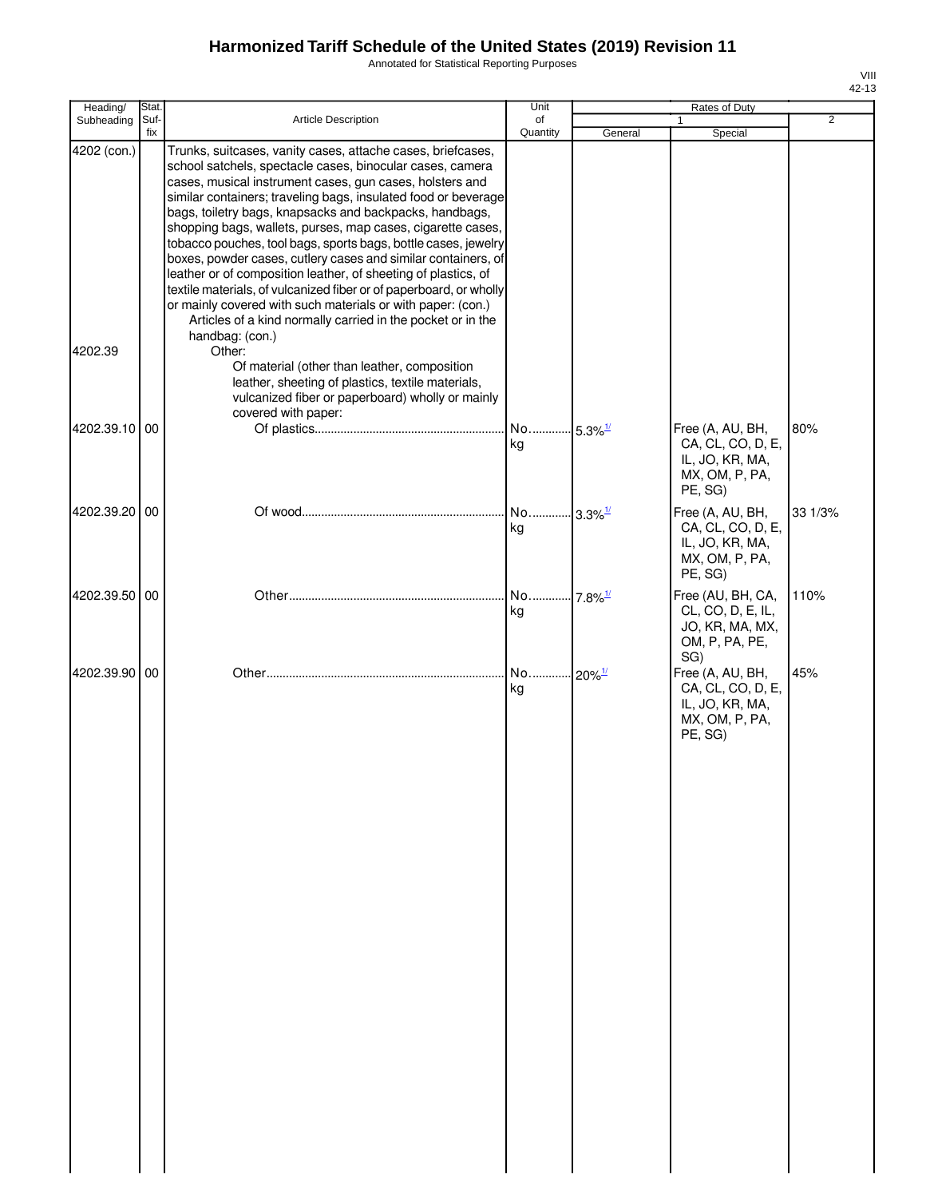# Harmonized Tariff Schedule of the United States (2019) Revision 11

Annotated for Statistical Reporting Purposes

VIII
42-13

| Heading/ Subheading | Stat. Suf- fix | Article Description | Unit of Quantity | Rates of Duty 1 General | Rates of Duty 1 Special | Rates of Duty 2 |
|---|---|---|---|---|---|---|
| 4202 (con.) | | Trunks, suitcases, vanity cases, attache cases, briefcases, school satchels, spectacle cases, binocular cases, camera cases, musical instrument cases, gun cases, holsters and similar containers; traveling bags, insulated food or beverage bags, toiletry bags, knapsacks and backpacks, handbags, shopping bags, wallets, purses, map cases, cigarette cases, tobacco pouches, tool bags, sports bags, bottle cases, jewelry boxes, powder cases, cutlery cases and similar containers, of leather or of composition leather, of sheeting of plastics, of textile materials, of vulcanized fiber or of paperboard, or wholly or mainly covered with such materials or with paper: (con.) | | | | |
| | | Articles of a kind normally carried in the pocket or in the handbag: (con.) | | | | |
| 4202.39 | | Other: | | | | |
| | | Of material (other than leather, composition leather, sheeting of plastics, textile materials, vulcanized fiber or paperboard) wholly or mainly covered with paper: | | | | |
| 4202.39.10 | 00 | Of plastics | No. kg | 5.3%[1/] | Free (A, AU, BH, CA, CL, CO, D, E, IL, JO, KR, MA, MX, OM, P, PA, PE, SG) | 80% |
| 4202.39.20 | 00 | Of wood | No. kg | 3.3%[1/] | Free (A, AU, BH, CA, CL, CO, D, E, IL, JO, KR, MA, MX, OM, P, PA, PE, SG) | 33 1/3% |
| 4202.39.50 | 00 | Other | No. kg | 7.8%[1/] | Free (AU, BH, CA, CL, CO, D, E, IL, JO, KR, MA, MX, OM, P, PA, PE, SG) | 110% |
| 4202.39.90 | 00 | Other | No. kg | 20%[1/] | Free (A, AU, BH, CA, CL, CO, D, E, IL, JO, KR, MA, MX, OM, P, PA, PE, SG) | 45% |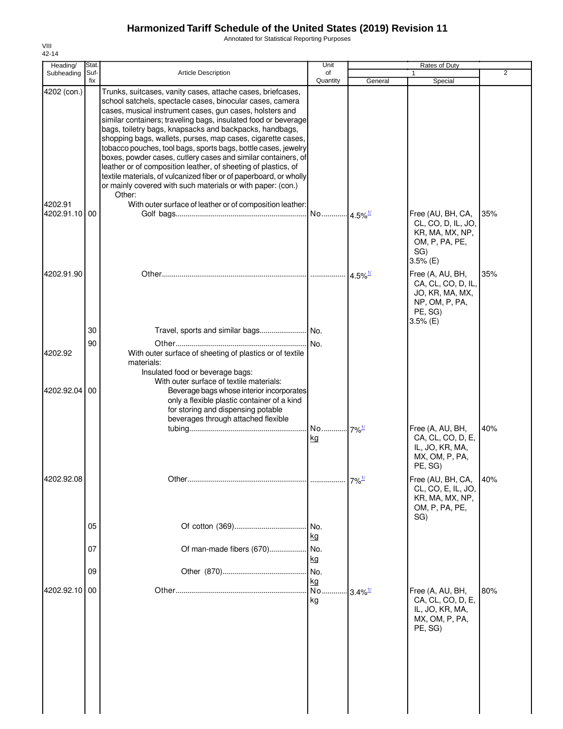# Harmonized Tariff Schedule of the United States (2019) Revision 11

Annotated for Statistical Reporting Purposes

VIII
42-14

| Heading/ Subheading | Stat. Suf- fix | Article Description | Unit of Quantity | Rates of Duty 1 General | Special | 2 |
|---|---|---|---|---|---|---|
| 4202 (con.) | | Trunks, suitcases, vanity cases, attache cases, briefcases, school satchels, spectacle cases, binocular cases, camera cases, musical instrument cases, gun cases, holsters and similar containers; traveling bags, insulated food or beverage bags, toiletry bags, knapsacks and backpacks, handbags, shopping bags, wallets, purses, map cases, cigarette cases, tobacco pouches, tool bags, sports bags, bottle cases, jewelry boxes, powder cases, cutlery cases and similar containers, of leather or of composition leather, of sheeting of plastics, of textile materials, of vulcanized fiber or of paperboard, or wholly or mainly covered with such materials or with paper: (con.) | | | | |
| | | Other: | | | | |
| 4202.91 | | With outer surface of leather or of composition leather: | | | | |
| 4202.91.10 | 00 | Golf bags | No. | 4.5%[1/] | Free (AU, BH, CA, CL, CO, D, IL, JO, KR, MA, MX, NP, OM, P, PA, PE, SG) 3.5% (E) | 35% |
| 4202.91.90 | | Other | | 4.5%[1/] | Free (A, AU, BH, CA, CL, CO, D, IL, JO, KR, MA, MX, NP, OM, P, PA, PE, SG) 3.5% (E) | 35% |
| | 30 | Travel, sports and similar bags | No. | | | |
| | 90 | Other | No. | | | |
| 4202.92 | | With outer surface of sheeting of plastics or of textile materials: | | | | |
| | | Insulated food or beverage bags: | | | | |
| | | With outer surface of textile materials: | | | | |
| 4202.92.04 | 00 | Beverage bags whose interior incorporates only a flexible plastic container of a kind for storing and dispensing potable beverages through attached flexible tubing | No. kg | 7%[1/] | Free (A, AU, BH, CA, CL, CO, D, E, IL, JO, KR, MA, MX, OM, P, PA, PE, SG) | 40% |
| 4202.92.08 | | Other | | 7%[1/] | Free (AU, BH, CA, CL, CO, E, IL, JO, KR, MA, MX, NP, OM, P, PA, PE, SG) | 40% |
| | 05 | Of cotton (369) | No. kg | | | |
| | 07 | Of man-made fibers (670) | No. kg | | | |
| | 09 | Other (870) | No. kg | | | |
| 4202.92.10 | 00 | Other | No. kg | 3.4%[1/] | Free (A, AU, BH, CA, CL, CO, D, E, IL, JO, KR, MA, MX, OM, P, PA, PE, SG) | 80% |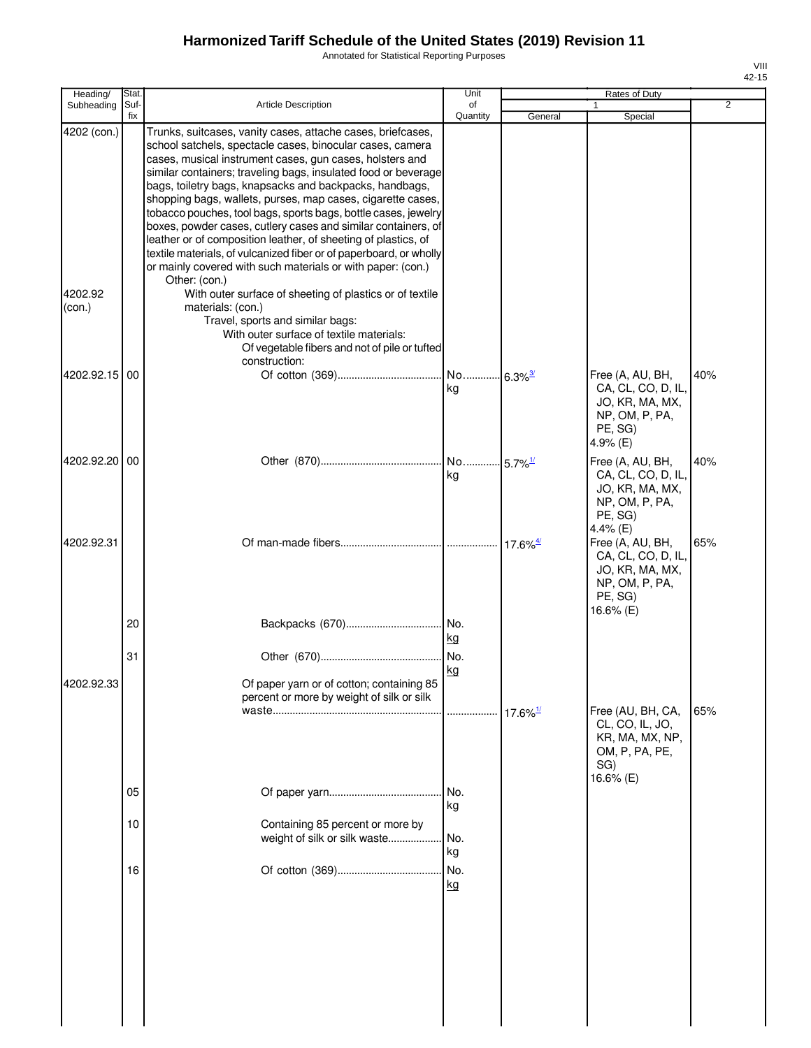# Harmonized Tariff Schedule of the United States (2019) Revision 11

Annotated for Statistical Reporting Purposes

VIII
42-15

| Heading/ Subheading | Stat. Suf- fix | Article Description | Unit of Quantity | Rates of Duty 1 General | Special | 2 |
|---|---|---|---|---|---|---|
| 4202 (con.) | | Trunks, suitcases, vanity cases, attache cases, briefcases, school satchels, spectacle cases, binocular cases, camera cases, musical instrument cases, gun cases, holsters and similar containers; traveling bags, insulated food or beverage bags, toiletry bags, knapsacks and backpacks, handbags, shopping bags, wallets, purses, map cases, cigarette cases, tobacco pouches, tool bags, sports bags, bottle cases, jewelry boxes, powder cases, cutlery cases and similar containers, of leather or of composition leather, of sheeting of plastics, of textile materials, of vulcanized fiber or of paperboard, or wholly or mainly covered with such materials or with paper: (con.) | | | | |
| | | Other: (con.) | | | | |
| 4202.92 (con.) | | With outer surface of sheeting of plastics or of textile materials: (con.) | | | | |
| | | Travel, sports and similar bags: | | | | |
| | | With outer surface of textile materials: | | | | |
| | | Of vegetable fibers and not of pile or tufted construction: | | | | |
| 4202.92.15 | 00 | Of cotton (369) | No. kg | 6.3%[3/] | Free (A, AU, BH, CA, CL, CO, D, IL, JO, KR, MA, MX, NP, OM, P, PA, PE, SG) 4.9% (E) | 40% |
| 4202.92.20 | 00 | Other (870) | No. kg | 5.7%[1/] | Free (A, AU, BH, CA, CL, CO, D, IL, JO, KR, MA, MX, NP, OM, P, PA, PE, SG) 4.4% (E) | 40% |
| 4202.92.31 | | Of man-made fibers | | 17.6%[4/] | Free (A, AU, BH, CA, CL, CO, D, IL, JO, KR, MA, MX, NP, OM, P, PA, PE, SG) 16.6% (E) | 65% |
| | 20 | Backpacks (670) | No. kg | | | |
| | 31 | Other (670) | No. kg | | | |
| 4202.92.33 | | Of paper yarn or of cotton; containing 85 percent or more by weight of silk or silk waste | | 17.6%[1/] | Free (AU, BH, CA, CL, CO, IL, JO, KR, MA, MX, NP, OM, P, PA, PE, SG) 16.6% (E) | 65% |
| | 05 | Of paper yarn | No. kg | | | |
| | 10 | Containing 85 percent or more by weight of silk or silk waste | No. kg | | | |
| | 16 | Of cotton (369) | No. kg | | | |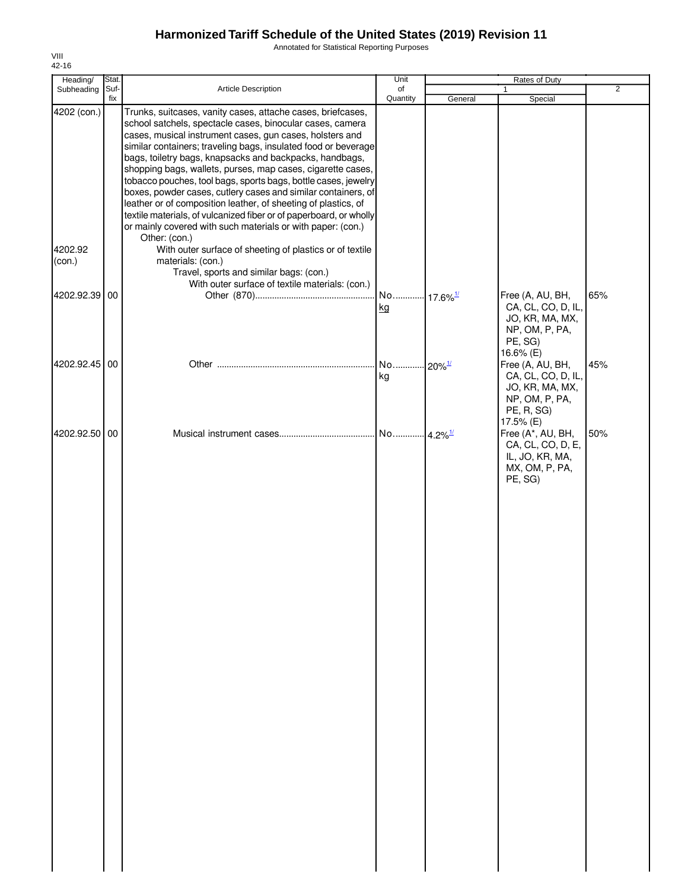# Harmonized Tariff Schedule of the United States (2019) Revision 11

Annotated for Statistical Reporting Purposes

VIII
42-16

| Heading/ Subheading | Stat. Suf-fix | Article Description | Unit of Quantity | Rates of Duty 1 General | Special | 2 |
|---|---|---|---|---|---|---|
| 4202 (con.) | | Trunks, suitcases, vanity cases, attache cases, briefcases, school satchels, spectacle cases, binocular cases, camera cases, musical instrument cases, gun cases, holsters and similar containers; traveling bags, insulated food or beverage bags, toiletry bags, knapsacks and backpacks, handbags, shopping bags, wallets, purses, map cases, cigarette cases, tobacco pouches, tool bags, sports bags, bottle cases, jewelry boxes, powder cases, cutlery cases and similar containers, of leather or of composition leather, of sheeting of plastics, of textile materials, of vulcanized fiber or of paperboard, or wholly or mainly covered with such materials or with paper: (con.) | | | | |
| | | Other: (con.) | | | | |
| 4202.92 (con.) | | With outer surface of sheeting of plastics or of textile materials: (con.) | | | | |
| | | Travel, sports and similar bags: (con.) | | | | |
| | | With outer surface of textile materials: (con.) | | | | |
| 4202.92.39 | 00 | Other (870) | No. kg | 17.6%[1/] | Free (A, AU, BH, CA, CL, CO, D, IL, JO, KR, MA, MX, NP, OM, P, PA, PE, SG) 16.6% (E) | 65% |
| 4202.92.45 | 00 | Other | No. kg | 20%[1/] | Free (A, AU, BH, CA, CL, CO, D, IL, JO, KR, MA, MX, NP, OM, P, PA, PE, R, SG) 17.5% (E) | 45% |
| 4202.92.50 | 00 | Musical instrument cases | No. | 4.2%[1/] | Free (A*, AU, BH, CA, CL, CO, D, E, IL, JO, KR, MA, MX, OM, P, PA, PE, SG) | 50% |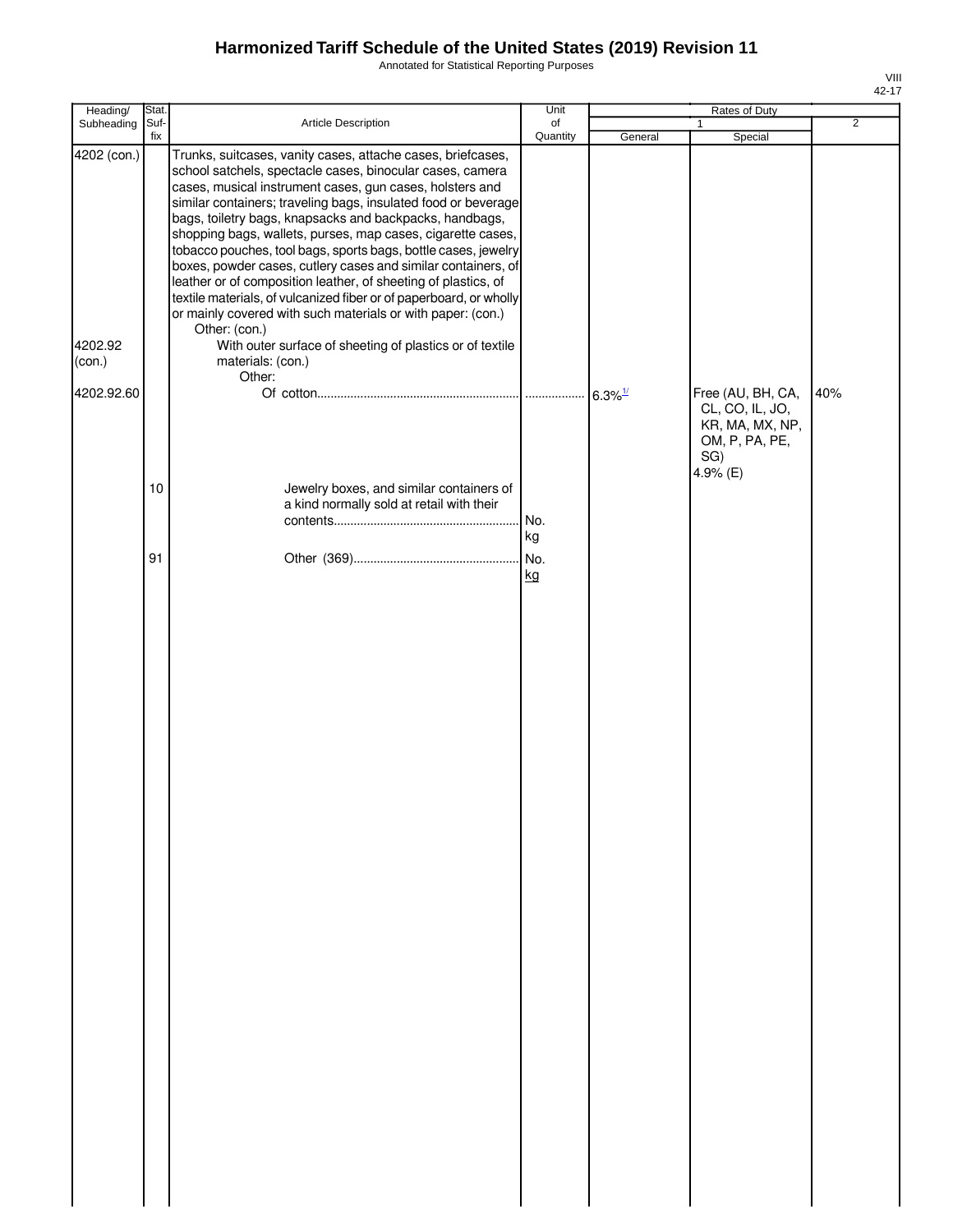# Harmonized Tariff Schedule of the United States (2019) Revision 11

Annotated for Statistical Reporting Purposes

VIII
42-17

| Heading/ Subheading | Stat. Suf- fix | Article Description | Unit of Quantity | Rates of Duty | | |
|---|---|---|---|---|---|---|
| | | | | 1 | | 2 |
| | | | | General | Special | |
| 4202 (con.) | | Trunks, suitcases, vanity cases, attache cases, briefcases, school satchels, spectacle cases, binocular cases, camera cases, musical instrument cases, gun cases, holsters and similar containers; traveling bags, insulated food or beverage bags, toiletry bags, knapsacks and backpacks, handbags, shopping bags, wallets, purses, map cases, cigarette cases, tobacco pouches, tool bags, sports bags, bottle cases, jewelry boxes, powder cases, cutlery cases and similar containers, of leather or of composition leather, of sheeting of plastics, of textile materials, of vulcanized fiber or of paperboard, or wholly or mainly covered with such materials or with paper: (con.) | | | | |
| | | Other: (con.) | | | | |
| 4202.92 (con.) | | With outer surface of sheeting of plastics or of textile materials: (con.) | | | | |
| | | Other: | | | | |
| 4202.92.60 | | Of cotton | | 6.3%[1/] | Free (AU, BH, CA, CL, CO, IL, JO, KR, MA, MX, NP, OM, P, PA, PE, SG) 4.9% (E) | 40% |
| | 10 | Jewelry boxes, and similar containers of a kind normally sold at retail with their contents | No. kg | | | |
| | 91 | Other (369) | No. kg | | | |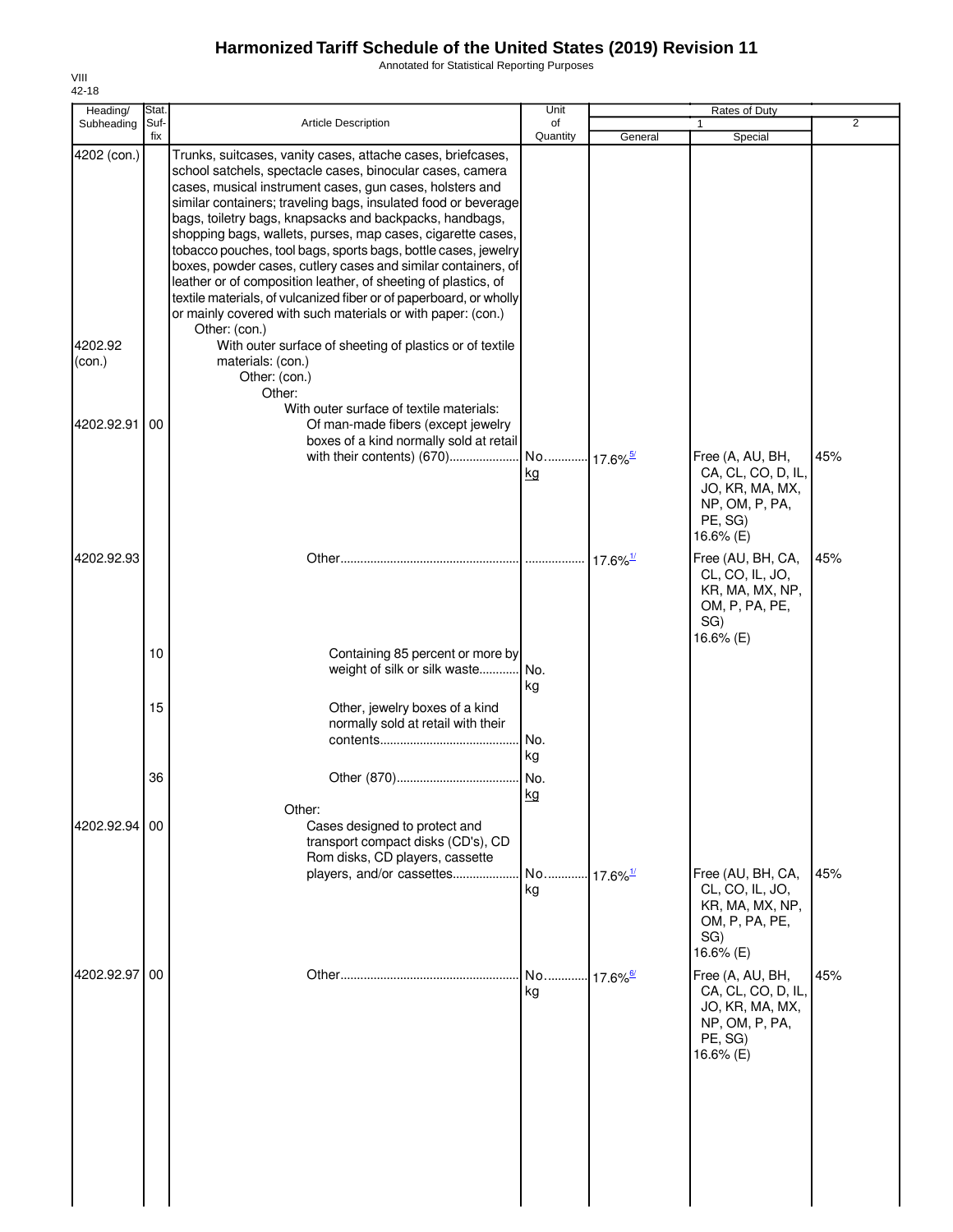# Harmonized Tariff Schedule of the United States (2019) Revision 11

Annotated for Statistical Reporting Purposes

VIII
42-18

| Heading/ Subheading | Stat. Suf- fix | Article Description | Unit of Quantity | Rates of Duty 1 General | Special | 2 |
|---|---|---|---|---|---|---|
| 4202 (con.) | | Trunks, suitcases, vanity cases, attache cases, briefcases, school satchels, spectacle cases, binocular cases, camera cases, musical instrument cases, gun cases, holsters and similar containers; traveling bags, insulated food or beverage bags, toiletry bags, knapsacks and backpacks, handbags, shopping bags, wallets, purses, map cases, cigarette cases, tobacco pouches, tool bags, sports bags, bottle cases, jewelry boxes, powder cases, cutlery cases and similar containers, of leather or of composition leather, of sheeting of plastics, of textile materials, of vulcanized fiber or of paperboard, or wholly or mainly covered with such materials or with paper: (con.) | | | | |
| | | Other: (con.) | | | | |
| 4202.92 (con.) | | With outer surface of sheeting of plastics or of textile materials: (con.) | | | | |
| | | Other: (con.) | | | | |
| | | Other: | | | | |
| | | With outer surface of textile materials: | | | | |
| 4202.92.91 | 00 | Of man-made fibers (except jewelry boxes of a kind normally sold at retail with their contents) (670) | No. kg | 17.6%[5] | Free (A, AU, BH, CA, CL, CO, D, IL, JO, KR, MA, MX, NP, OM, P, PA, PE, SG) 16.6% (E) | 45% |
| 4202.92.93 | | Other | | 17.6%[1] | Free (AU, BH, CA, CL, CO, IL, JO, KR, MA, MX, NP, OM, P, PA, PE, SG) 16.6% (E) | 45% |
| | 10 | Containing 85 percent or more by weight of silk or silk waste | No. kg | | | |
| | 15 | Other, jewelry boxes of a kind normally sold at retail with their contents | No. kg | | | |
| | 36 | Other (870) | No. kg | | | |
| | | Other: | | | | |
| 4202.92.94 | 00 | Cases designed to protect and transport compact disks (CD's), CD Rom disks, CD players, cassette players, and/or cassettes | No. kg | 17.6%[1] | Free (AU, BH, CA, CL, CO, IL, JO, KR, MA, MX, NP, OM, P, PA, PE, SG) 16.6% (E) | 45% |
| 4202.92.97 | 00 | Other | No. kg | 17.6%[6] | Free (A, AU, BH, CA, CL, CO, D, IL, JO, KR, MA, MX, NP, OM, P, PA, PE, SG) 16.6% (E) | 45% |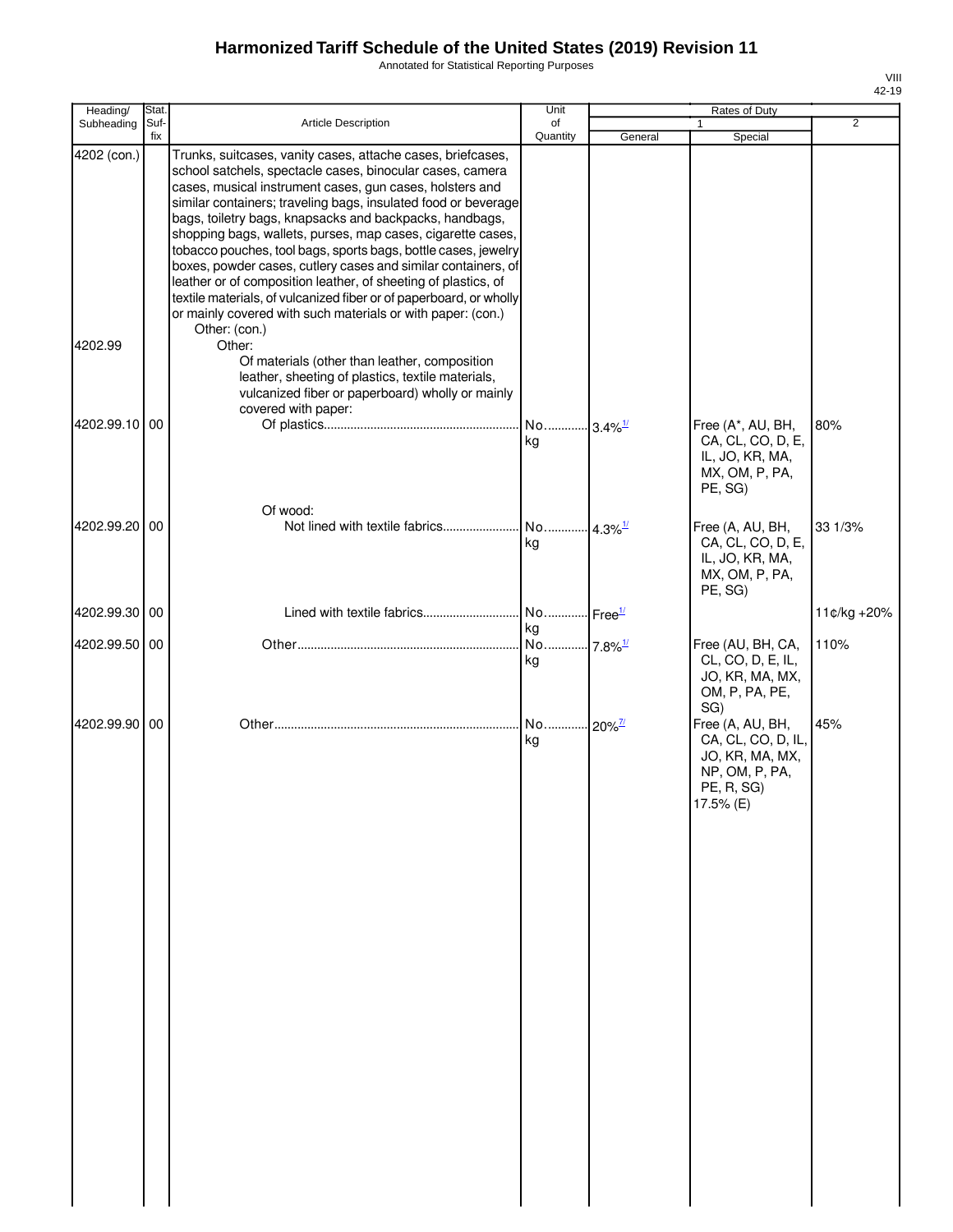# Harmonized Tariff Schedule of the United States (2019) Revision 11

Annotated for Statistical Reporting Purposes

VIII
42-19

| Heading/ Subheading | Stat. Suf- fix | Article Description | Unit of Quantity | Rates of Duty 1 General | Special | 2 |
|---|---|---|---|---|---|---|
| 4202 (con.) | | Trunks, suitcases, vanity cases, attache cases, briefcases, school satchels, spectacle cases, binocular cases, camera cases, musical instrument cases, gun cases, holsters and similar containers; traveling bags, insulated food or beverage bags, toiletry bags, knapsacks and backpacks, handbags, shopping bags, wallets, purses, map cases, cigarette cases, tobacco pouches, tool bags, sports bags, bottle cases, jewelry boxes, powder cases, cutlery cases and similar containers, of leather or of composition leather, of sheeting of plastics, of textile materials, of vulcanized fiber or of paperboard, or wholly or mainly covered with such materials or with paper: (con.) | | | | |
| | | Other: (con.) | | | | |
| 4202.99 | | Other: | | | | |
| | | Of materials (other than leather, composition leather, sheeting of plastics, textile materials, vulcanized fiber or paperboard) wholly or mainly covered with paper: | | | | |
| 4202.99.10 | 00 | Of plastics | No. kg | 3.4%[1/] | Free (A*, AU, BH, CA, CL, CO, D, E, IL, JO, KR, MA, MX, OM, P, PA, PE, SG) | 80% |
| | | Of wood: | | | | |
| 4202.99.20 | 00 | Not lined with textile fabrics | No. kg | 4.3%[1/] | Free (A, AU, BH, CA, CL, CO, D, E, IL, JO, KR, MA, MX, OM, P, PA, PE, SG) | 33 1/3% |
| 4202.99.30 | 00 | Lined with textile fabrics | No. kg | Free[1/] | | 11¢/kg +20% |
| 4202.99.50 | 00 | Other | No. kg | 7.8%[1/] | Free (AU, BH, CA, CL, CO, D, E, IL, JO, KR, MA, MX, OM, P, PA, PE, SG) | 110% |
| 4202.99.90 | 00 | Other | No. kg | 20%[7/] | Free (A, AU, BH, CA, CL, CO, D, IL, JO, KR, MA, MX, NP, OM, P, PA, PE, R, SG) 17.5% (E) | 45% |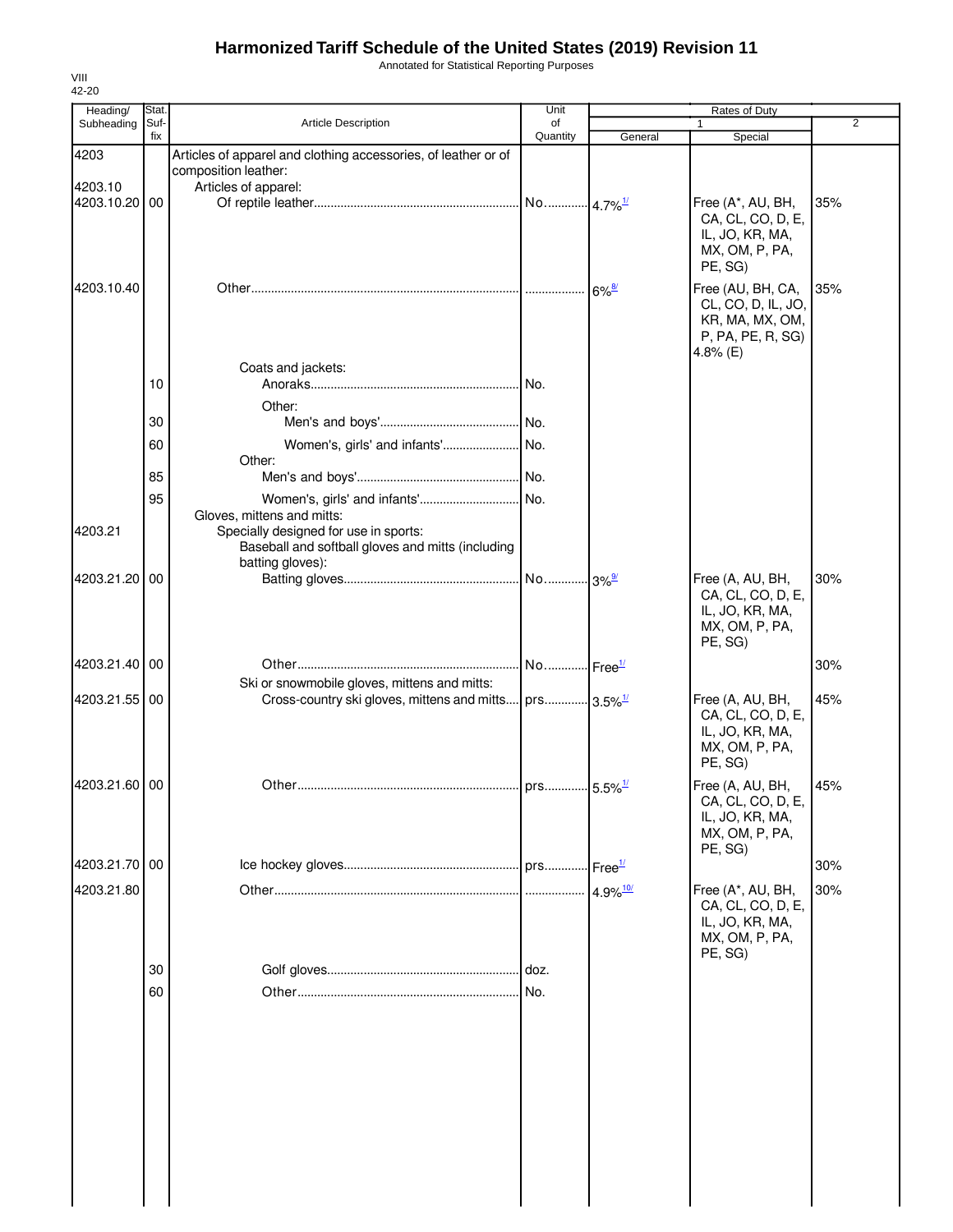# Harmonized Tariff Schedule of the United States (2019) Revision 11

Annotated for Statistical Reporting Purposes

VIII
42-20

| Heading/ Subheading | Stat. Suf-fix | Article Description | Unit of Quantity | Rates of Duty 1 General | Special | 2 |
|---|---|---|---|---|---|---|
| 4203 | | Articles of apparel and clothing accessories, of leather or of composition leather: | | | | |
| 4203.10 | | Articles of apparel: | | | | |
| 4203.10.20 | 00 | Of reptile leather | No. | 4.7%[1/] | Free (A*, AU, BH, CA, CL, CO, D, E, IL, JO, KR, MA, MX, OM, P, PA, PE, SG) | 35% |
| 4203.10.40 | | Other | | 6%[8/] | Free (AU, BH, CA, CL, CO, D, IL, JO, KR, MA, MX, OM, P, PA, PE, R, SG) 4.8% (E) | 35% |
| | | Coats and jackets: | | | | |
| | 10 | Anoraks | No. | | | |
| | | Other: | | | | |
| | 30 | Men's and boys' | No. | | | |
| | 60 | Women's, girls' and infants' | No. | | | |
| | | Other: | | | | |
| | 85 | Men's and boys' | No. | | | |
| | 95 | Women's, girls' and infants' | No. | | | |
| | | Gloves, mittens and mitts: | | | | |
| 4203.21 | | Specially designed for use in sports: | | | | |
| | | Baseball and softball gloves and mitts (including batting gloves): | | | | |
| 4203.21.20 | 00 | Batting gloves | No. | 3%[9/] | Free (A, AU, BH, CA, CL, CO, D, E, IL, JO, KR, MA, MX, OM, P, PA, PE, SG) | 30% |
| 4203.21.40 | 00 | Other | No. | Free[1/] | | 30% |
| | | Ski or snowmobile gloves, mittens and mitts: | | | | |
| 4203.21.55 | 00 | Cross-country ski gloves, mittens and mitts | prs. | 3.5%[1/] | Free (A, AU, BH, CA, CL, CO, D, E, IL, JO, KR, MA, MX, OM, P, PA, PE, SG) | 45% |
| 4203.21.60 | 00 | Other | prs. | 5.5%[1/] | Free (A, AU, BH, CA, CL, CO, D, E, IL, JO, KR, MA, MX, OM, P, PA, PE, SG) | 45% |
| 4203.21.70 | 00 | Ice hockey gloves | prs. | Free[1/] | | 30% |
| 4203.21.80 | | Other | | 4.9%[10/] | Free (A*, AU, BH, CA, CL, CO, D, E, IL, JO, KR, MA, MX, OM, P, PA, PE, SG) | 30% |
| | 30 | Golf gloves | doz. | | | |
| | 60 | Other | No. | | | |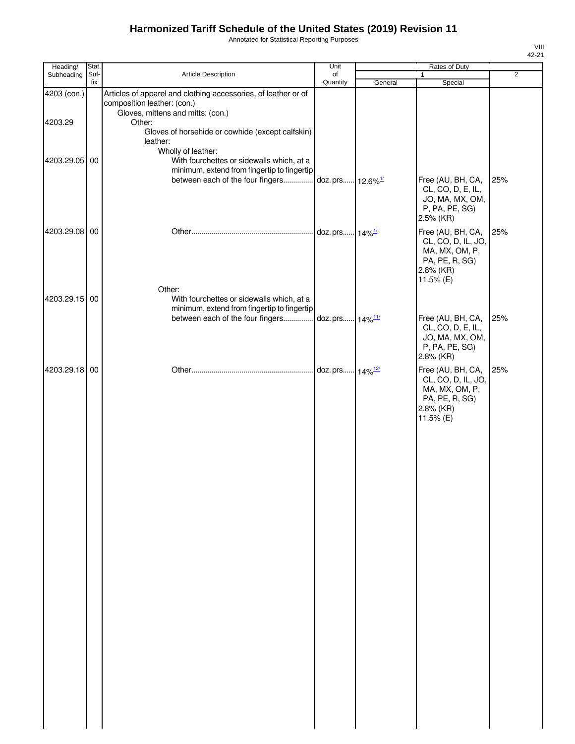# Harmonized Tariff Schedule of the United States (2019) Revision 11

Annotated for Statistical Reporting Purposes

VIII
42-21

| Heading/ Subheading | Stat. Suf- fix | Article Description | Unit of Quantity | Rates of Duty 1 General | Special | 2 |
|---|---|---|---|---|---|---|
| 4203 (con.) | | Articles of apparel and clothing accessories, of leather or of composition leather: (con.) | | | | |
| | | Gloves, mittens and mitts: (con.) | | | | |
| 4203.29 | | Other: | | | | |
| | | Gloves of horsehide or cowhide (except calfskin) leather: | | | | |
| | | Wholly of leather: | | | | |
| 4203.29.05 | 00 | With fourchettes or sidewalls which, at a minimum, extend from fingertip to fingertip between each of the four fingers | doz. prs. | 12.6%[1/] | Free (AU, BH, CA, CL, CO, D, E, IL, JO, MA, MX, OM, P, PA, PE, SG) 2.5% (KR) | 25% |
| 4203.29.08 | 00 | Other | doz. prs. | 14%[1/] | Free (AU, BH, CA, CL, CO, D, IL, JO, MA, MX, OM, P, PA, PE, R, SG) 2.8% (KR) 11.5% (E) | 25% |
| | | Other: | | | | |
| 4203.29.15 | 00 | With fourchettes or sidewalls which, at a minimum, extend from fingertip to fingertip between each of the four fingers | doz. prs. | 14%[11/] | Free (AU, BH, CA, CL, CO, D, E, IL, JO, MA, MX, OM, P, PA, PE, SG) 2.8% (KR) | 25% |
| 4203.29.18 | 00 | Other | doz. prs. | 14%[12/] | Free (AU, BH, CA, CL, CO, D, IL, JO, MA, MX, OM, P, PA, PE, R, SG) 2.8% (KR) 11.5% (E) | 25% |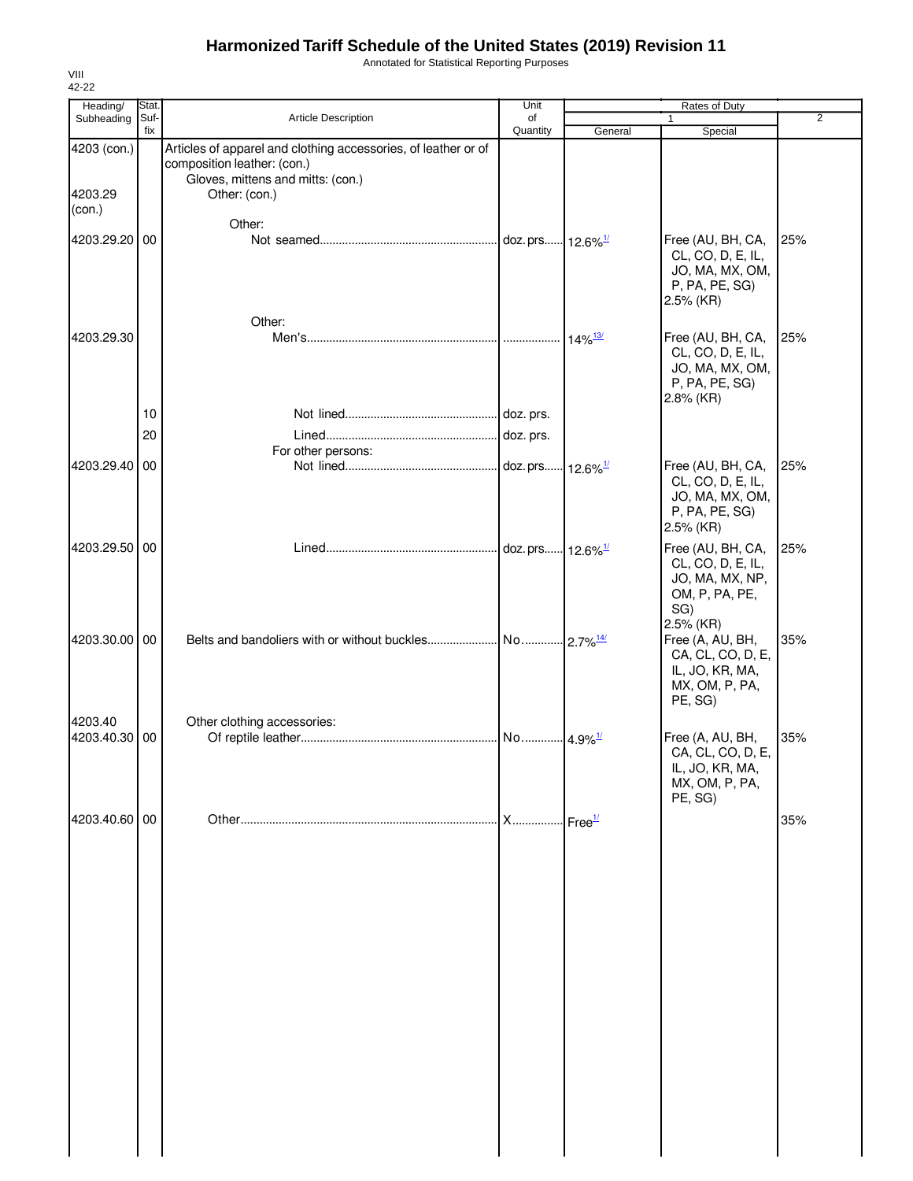# Harmonized Tariff Schedule of the United States (2019) Revision 11

Annotated for Statistical Reporting Purposes

VIII
42-22

| Heading/ Subheading | Stat. Suf- fix | Article Description | Unit of Quantity | Rates of Duty 1 General | Special | 2 |
|---|---|---|---|---|---|---|
| 4203 (con.) | | Articles of apparel and clothing accessories, of leather or of composition leather: (con.) | | | | |
| | | Gloves, mittens and mitts: (con.) | | | | |
| 4203.29 (con.) | | Other: (con.) | | | | |
| | | Other: | | | | |
| 4203.29.20 | 00 | Not seamed | doz. prs. | 12.6%[1/] | Free (AU, BH, CA, CL, CO, D, E, IL, JO, MA, MX, OM, P, PA, PE, SG) 2.5% (KR) | 25% |
| | | Other: | | | | |
| 4203.29.30 | | Men's | | 14%[13/] | Free (AU, BH, CA, CL, CO, D, E, IL, JO, MA, MX, OM, P, PA, PE, SG) 2.8% (KR) | 25% |
| | 10 | Not lined | doz. prs. | | | |
| | 20 | Lined | doz. prs. | | | |
| | | For other persons: | | | | |
| 4203.29.40 | 00 | Not lined | doz. prs. | 12.6%[1/] | Free (AU, BH, CA, CL, CO, D, E, IL, JO, MA, MX, OM, P, PA, PE, SG) 2.5% (KR) | 25% |
| 4203.29.50 | 00 | Lined | doz. prs. | 12.6%[1/] | Free (AU, BH, CA, CL, CO, D, E, IL, JO, MA, MX, NP, OM, P, PA, PE, SG) 2.5% (KR) | 25% |
| 4203.30.00 | 00 | Belts and bandoliers with or without buckles | No. | 2.7%[14/] | Free (A, AU, BH, CA, CL, CO, D, E, IL, JO, KR, MA, MX, OM, P, PA, PE, SG) | 35% |
| 4203.40 | | Other clothing accessories: | | | | |
| 4203.40.30 | 00 | Of reptile leather | No. | 4.9%[1/] | Free (A, AU, BH, CA, CL, CO, D, E, IL, JO, KR, MA, MX, OM, P, PA, PE, SG) | 35% |
| 4203.40.60 | 00 | Other | X | Free[1/] | | 35% |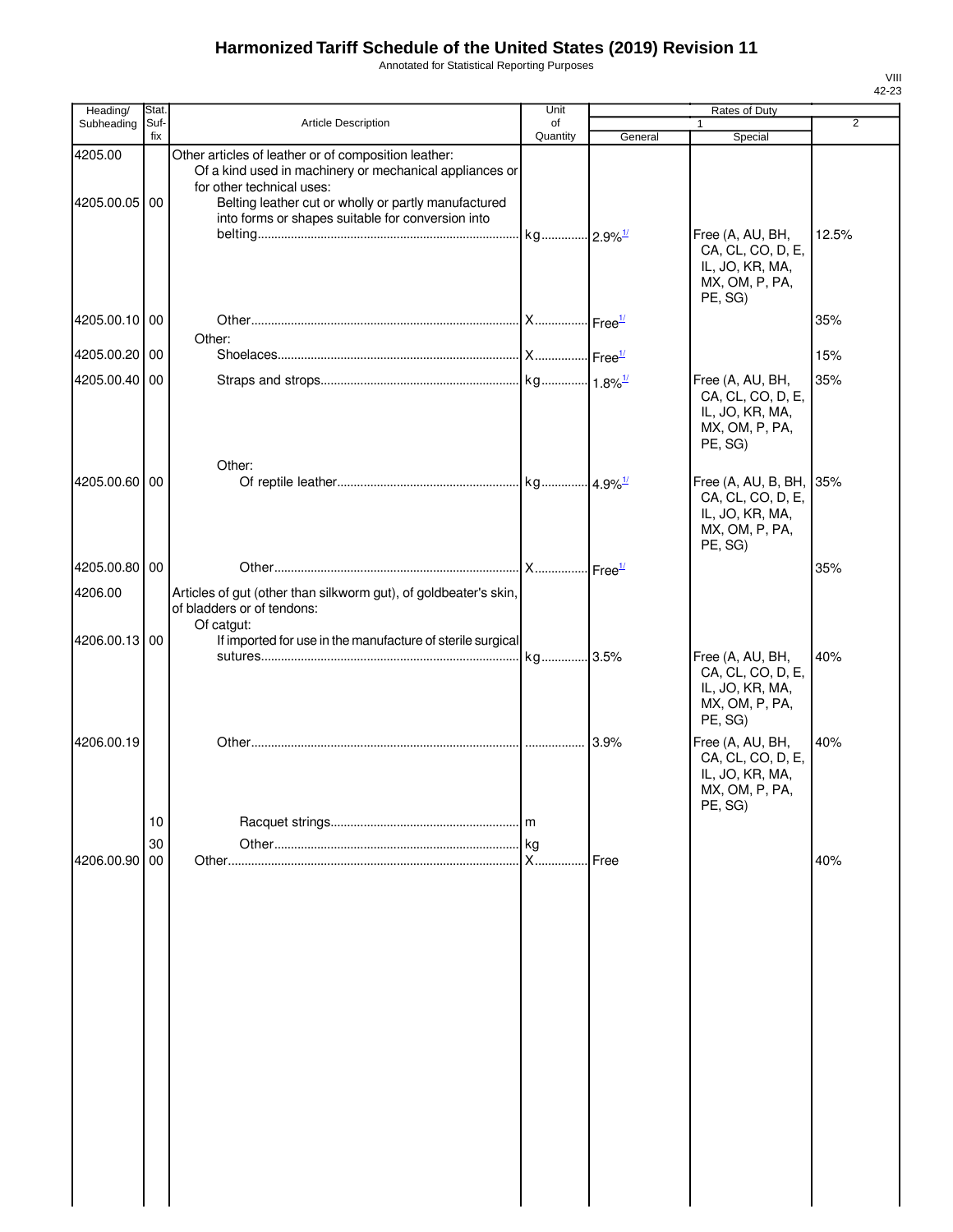# Harmonized Tariff Schedule of the United States (2019) Revision 11

Annotated for Statistical Reporting Purposes

| Heading/ Subheading | Stat. Suf- fix | Article Description | Unit of Quantity | Rates of Duty 1 General | 1 Special | 2 |
|---|---|---|---|---|---|---|
| 4205.00 | | Other articles of leather or of composition leather: | | | | |
| | | Of a kind used in machinery or mechanical appliances or for other technical uses: | | | | |
| 4205.00.05 | 00 | Belting leather cut or wholly or partly manufactured into forms or shapes suitable for conversion into belting | kg | 2.9%[1/] | Free (A, AU, BH, CA, CL, CO, D, E, IL, JO, KR, MA, MX, OM, P, PA, PE, SG) | 12.5% |
| 4205.00.10 | 00 | Other | X | Free[1/] | | 35% |
| | | Other: | | | | |
| 4205.00.20 | 00 | Shoelaces | X | Free[1/] | | 15% |
| 4205.00.40 | 00 | Straps and strops | kg | 1.8%[1/] | Free (A, AU, BH, CA, CL, CO, D, E, IL, JO, KR, MA, MX, OM, P, PA, PE, SG) | 35% |
| | | Other: | | | | |
| 4205.00.60 | 00 | Of reptile leather | kg | 4.9%[1/] | Free (A, AU, B, BH, CA, CL, CO, D, E, IL, JO, KR, MA, MX, OM, P, PA, PE, SG) | 35% |
| 4205.00.80 | 00 | Other | X | Free[1/] | | 35% |
| 4206.00 | | Articles of gut (other than silkworm gut), of goldbeater's skin, of bladders or of tendons: | | | | |
| | | Of catgut: | | | | |
| 4206.00.13 | 00 | If imported for use in the manufacture of sterile surgical sutures | kg | 3.5% | Free (A, AU, BH, CA, CL, CO, D, E, IL, JO, KR, MA, MX, OM, P, PA, PE, SG) | 40% |
| 4206.00.19 | | Other | | 3.9% | Free (A, AU, BH, CA, CL, CO, D, E, IL, JO, KR, MA, MX, OM, P, PA, PE, SG) | 40% |
| | 10 | Racquet strings | m | | | |
| | 30 | Other | kg | | | |
| 4206.00.90 | 00 | Other | X | Free | | 40% |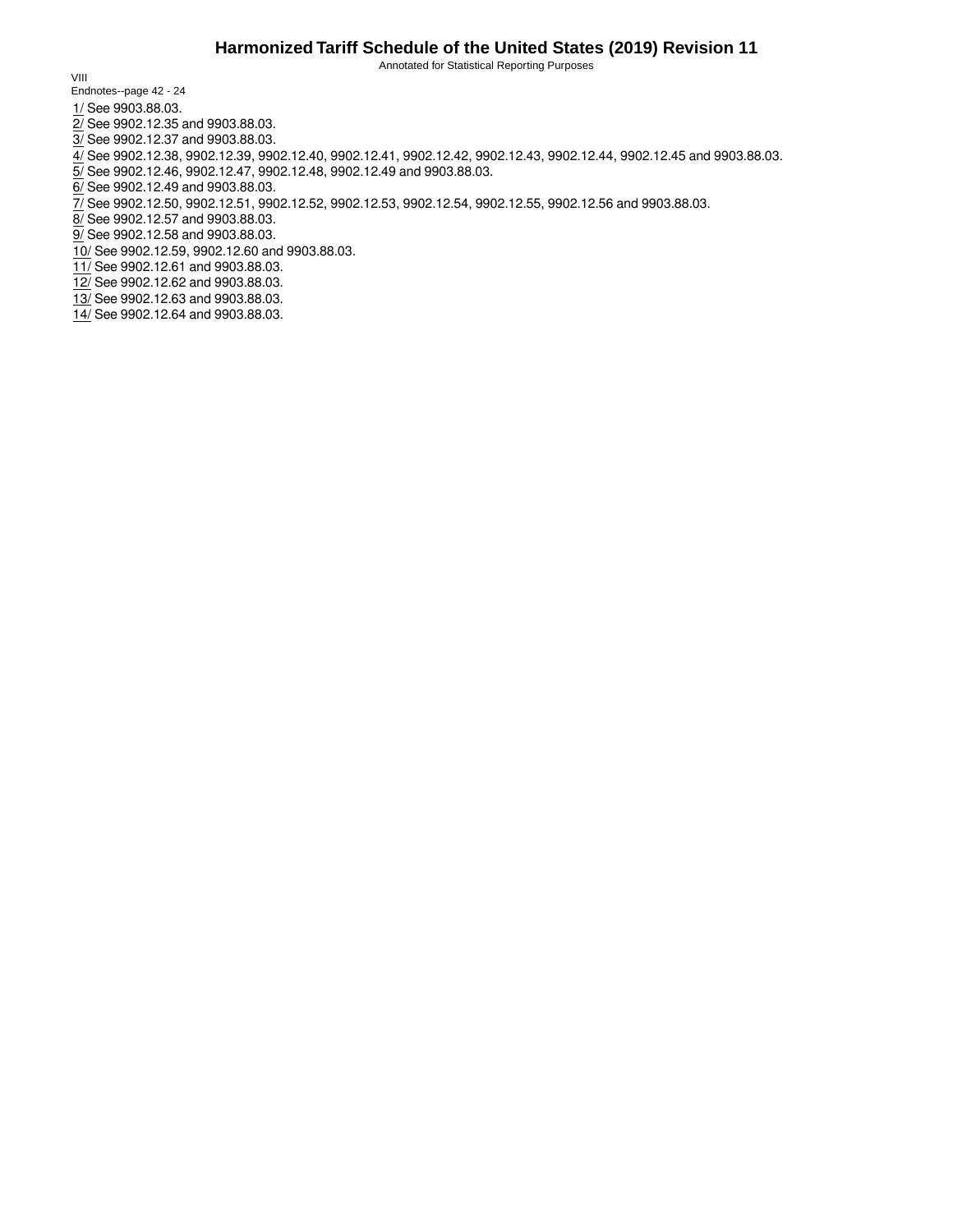VIII

Endnotes--page 42 - 24

1/ See 9903.88.03.

2/ See 9902.12.35 and 9903.88.03.

3/ See 9902.12.37 and 9903.88.03.

4/ See 9902.12.38, 9902.12.39, 9902.12.40, 9902.12.41, 9902.12.42, 9902.12.43, 9902.12.44, 9902.12.45 and 9903.88.03.

5/ See 9902.12.46, 9902.12.47, 9902.12.48, 9902.12.49 and 9903.88.03.

6/ See 9902.12.49 and 9903.88.03.

7/ See 9902.12.50, 9902.12.51, 9902.12.52, 9902.12.53, 9902.12.54, 9902.12.55, 9902.12.56 and 9903.88.03.

8/ See 9902.12.57 and 9903.88.03.

9/ See 9902.12.58 and 9903.88.03.

10/ See 9902.12.59, 9902.12.60 and 9903.88.03.

11/ See 9902.12.61 and 9903.88.03.

12/ See 9902.12.62 and 9903.88.03.

13/ See 9902.12.63 and 9903.88.03.

14/ See 9902.12.64 and 9903.88.03.